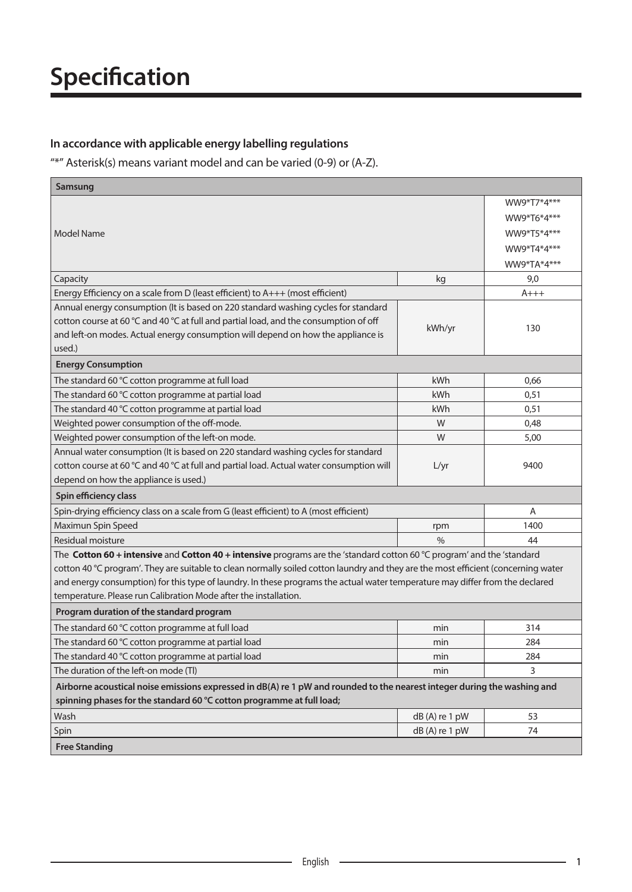# Specification

### In accordance with applicable energy labelling regulations

"*" Asterisk(s) means variant model and can be varied (0-9) or (A-Z).

| **Samsung** | | |
|---|---|---|
| Model Name | | WW9*T7*4***<br>WW9*T6*4***<br>WW9*T5*4***<br>WW9*T4*4***<br>WW9*TA*4*** |
| Capacity | kg | 9,0 |
| Energy Efficiency on a scale from D (least efficient) to A+++ (most efficient) | | A+++ |
| Annual energy consumption (It is based on 220 standard washing cycles for standard cotton course at 60 °C and 40 °C at full and partial load, and the consumption of off and left-on modes. Actual energy consumption will depend on how the appliance is used.) | kWh/yr | 130 |
| **Energy Consumption** | | |
| The standard 60 °C cotton programme at full load | kWh | 0,66 |
| The standard 60 °C cotton programme at partial load | kWh | 0,51 |
| The standard 40 °C cotton programme at partial load | kWh | 0,51 |
| Weighted power consumption of the off-mode. | W | 0,48 |
| Weighted power consumption of the left-on mode. | W | 5,00 |
| Annual water consumption (It is based on 220 standard washing cycles for standard cotton course at 60 °C and 40 °C at full and partial load. Actual water consumption will depend on how the appliance is used.) | L/yr | 9400 |
| **Spin efficiency class** | | |
| Spin-drying efficiency class on a scale from G (least efficient) to A (most efficient) | | A |
| Maximun Spin Speed | rpm | 1400 |
| Residual moisture | % | 44 |
| The **Cotton 60 + intensive** and **Cotton 40 + intensive** programs are the 'standard cotton 60 °C program' and the 'standard cotton 40 °C program'. They are suitable to clean normally soiled cotton laundry and they are the most efficient (concerning water and energy consumption) for this type of laundry. In these programs the actual water temperature may differ from the declared temperature. Please run Calibration Mode after the installation. | | |
| **Program duration of the standard program** | | |
| The standard 60 °C cotton programme at full load | min | 314 |
| The standard 60 °C cotton programme at partial load | min | 284 |
| The standard 40 °C cotton programme at partial load | min | 284 |
| The duration of the left-on mode (Tl) | min | 3 |
| **Airborne acoustical noise emissions expressed in dB(A) re 1 pW and rounded to the nearest integer during the washing and spinning phases for the standard 60 °C cotton programme at full load;** | | |
| Wash | dB (A) re 1 pW | 53 |
| Spin | dB (A) re 1 pW | 74 |
| **Free Standing** | | |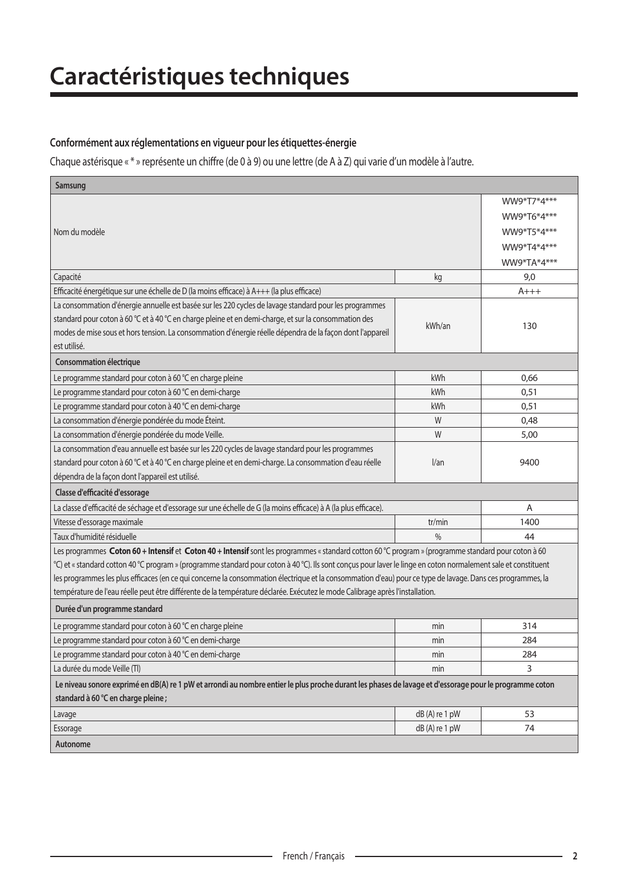# Caractéristiques techniques

**Conformément aux réglementations en vigueur pour les étiquettes-énergie**

Chaque astérisque « * » représente un chiffre (de 0 à 9) ou une lettre (de A à Z) qui varie d'un modèle à l'autre.

| **Samsung** | | |
|---|---|---|
| Nom du modèle | | WW9*T7*4***<br>WW9*T6*4***<br>WW9*T5*4***<br>WW9*T4*4***<br>WW9*TA*4*** |
| Capacité | kg | 9,0 |
| Efficacité énergétique sur une échelle de D (la moins efficace) à A+++ (la plus efficace) | | A+++ |
| La consommation d'énergie annuelle est basée sur les 220 cycles de lavage standard pour les programmes standard pour coton à 60 °C et à 40 °C en charge pleine et en demi-charge, et sur la consommation des modes de mise sous et hors tension. La consommation d'énergie réelle dépendra de la façon dont l'appareil est utilisé. | kWh/an | 130 |
| **Consommation électrique** | | |
| Le programme standard pour coton à 60 °C en charge pleine | kWh | 0,66 |
| Le programme standard pour coton à 60 °C en demi-charge | kWh | 0,51 |
| Le programme standard pour coton à 40 °C en demi-charge | kWh | 0,51 |
| La consommation d'énergie pondérée du mode Éteint. | W | 0,48 |
| La consommation d'énergie pondérée du mode Veille. | W | 5,00 |
| La consommation d'eau annuelle est basée sur les 220 cycles de lavage standard pour les programmes standard pour coton à 60 °C et à 40 °C en charge pleine et en demi-charge. La consommation d'eau réelle dépendra de la façon dont l'appareil est utilisé. | l/an | 9400 |
| **Classe d'efficacité d'essorage** | | |
| La classe d'efficacité de séchage et d'essorage sur une échelle de G (la moins efficace) à A (la plus efficace). | | A |
| Vitesse d'essorage maximale | tr/min | 1400 |
| Taux d'humidité résiduelle | % | 44 |
| Les programmes **Coton 60 + Intensif** et **Coton 40 + Intensif** sont les programmes « standard cotton 60 °C program » (programme standard pour coton à 60 °C) et « standard cotton 40 °C program » (programme standard pour coton à 40 °C). Ils sont conçus pour laver le linge en coton normalement sale et constituent les programmes les plus efficaces (en ce qui concerne la consommation électrique et la consommation d'eau) pour ce type de lavage. Dans ces programmes, la température de l'eau réelle peut être différente de la température déclarée. Exécutez le mode Calibrage après l'installation. | | |
| **Durée d'un programme standard** | | |
| Le programme standard pour coton à 60 °C en charge pleine | min | 314 |
| Le programme standard pour coton à 60 °C en demi-charge | min | 284 |
| Le programme standard pour coton à 40 °C en demi-charge | min | 284 |
| La durée du mode Veille (Tl) | min | 3 |
| **Le niveau sonore exprimé en dB(A) re 1 pW et arrondi au nombre entier le plus proche durant les phases de lavage et d'essorage pour le programme coton standard à 60 °C en charge pleine ;** | | |
| Lavage | dB (A) re 1 pW | 53 |
| Essorage | dB (A) re 1 pW | 74 |
| **Autonome** | | |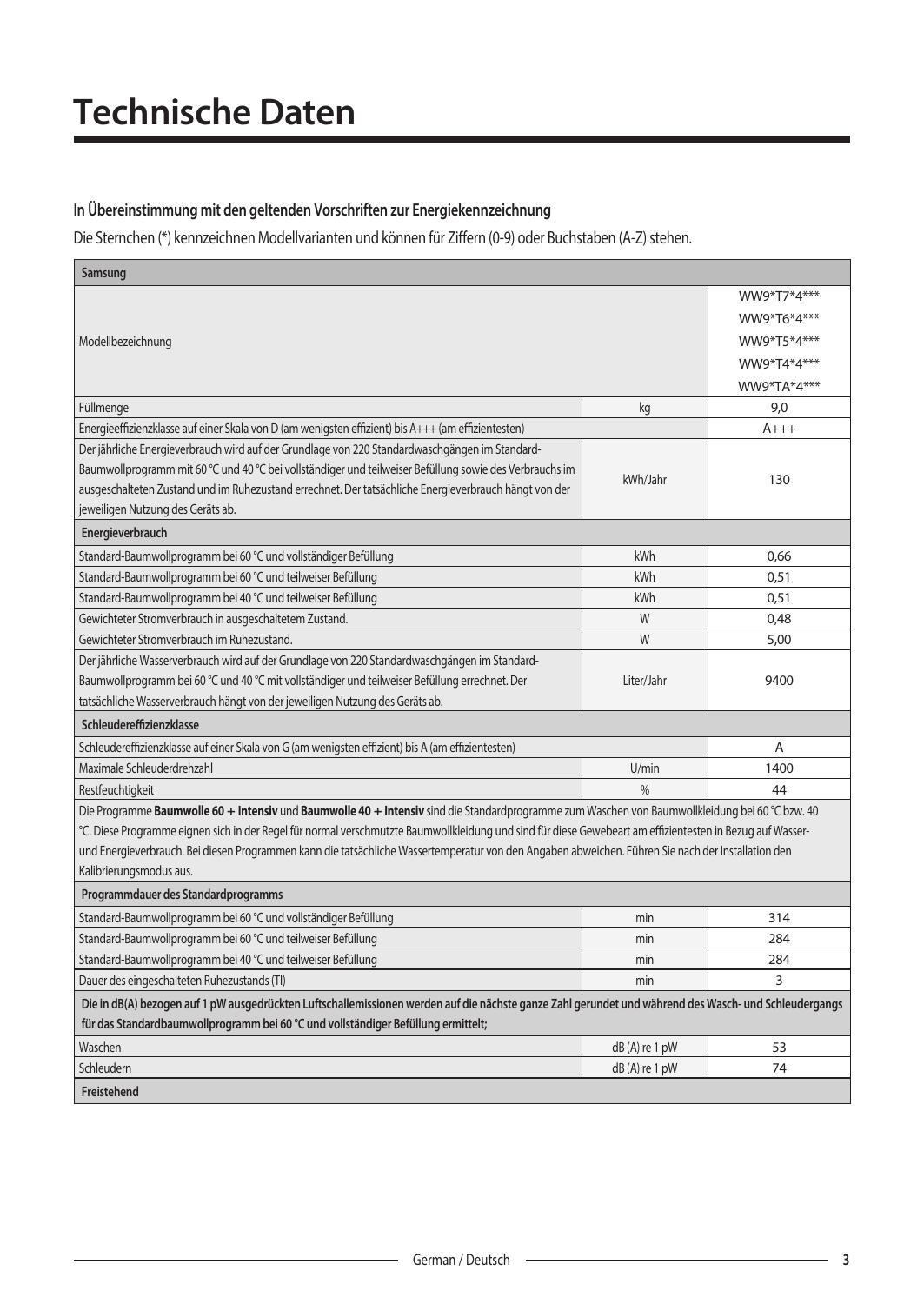# Technische Daten

#### In Übereinstimmung mit den geltenden Vorschriften zur Energiekennzeichnung

Die Sternchen (*) kennzeichnen Modellvarianten und können für Ziffern (0-9) oder Buchstaben (A-Z) stehen.

| Samsung | | |
|---|---|---|
| Modellbezeichnung | | WW9*T7*4***<br>WW9*T6*4***<br>WW9*T5*4***<br>WW9*T4*4***<br>WW9*TA*4*** |
| Füllmenge | kg | 9,0 |
| Energieeffizienzklasse auf einer Skala von D (am wenigsten effizient) bis A+++ (am effizientesten) | | A+++ |
| Der jährliche Energieverbrauch wird auf der Grundlage von 220 Standardwaschgängen im Standard-Baumwollprogramm mit 60 °C und 40 °C bei vollständiger und teilweiser Befüllung sowie des Verbrauchs im ausgeschalteten Zustand und im Ruhezustand errechnet. Der tatsächliche Energieverbrauch hängt von der jeweiligen Nutzung des Geräts ab. | kWh/Jahr | 130 |
| **Energieverbrauch** | | |
| Standard-Baumwollprogramm bei 60 °C und vollständiger Befüllung | kWh | 0,66 |
| Standard-Baumwollprogramm bei 60 °C und teilweiser Befüllung | kWh | 0,51 |
| Standard-Baumwollprogramm bei 40 °C und teilweiser Befüllung | kWh | 0,51 |
| Gewichteter Stromverbrauch in ausgeschaltetem Zustand. | W | 0,48 |
| Gewichteter Stromverbrauch im Ruhezustand. | W | 5,00 |
| Der jährliche Wasserverbrauch wird auf der Grundlage von 220 Standardwaschgängen im Standard-Baumwollprogramm bei 60 °C und 40 °C mit vollständiger und teilweiser Befüllung errechnet. Der tatsächliche Wasserverbrauch hängt von der jeweiligen Nutzung des Geräts ab. | Liter/Jahr | 9400 |
| **Schleudereffizienzklasse** | | |
| Schleudereffizienzklasse auf einer Skala von G (am wenigsten effizient) bis A (am effizientesten) | | A |
| Maximale Schleuderdrehzahl | U/min | 1400 |
| Restfeuchtigkeit | % | 44 |
| Die Programme **Baumwolle 60 + Intensiv** und **Baumwolle 40 + Intensiv** sind die Standardprogramme zum Waschen von Baumwollkleidung bei 60 °C bzw. 40 °C. Diese Programme eignen sich in der Regel für normal verschmutzte Baumwollkleidung und sind für diese Gewebeart am effizientesten in Bezug auf Wasser- und Energieverbrauch. Bei diesen Programmen kann die tatsächliche Wassertemperatur von den Angaben abweichen. Führen Sie nach der Installation den Kalibrierungsmodus aus. | | |
| **Programmdauer des Standardprogramms** | | |
| Standard-Baumwollprogramm bei 60 °C und vollständiger Befüllung | min | 314 |
| Standard-Baumwollprogramm bei 60 °C und teilweiser Befüllung | min | 284 |
| Standard-Baumwollprogramm bei 40 °C und teilweiser Befüllung | min | 284 |
| Dauer des eingeschalteten Ruhezustands (Tl) | min | 3 |
| **Die in dB(A) bezogen auf 1 pW ausgedrückten Luftschallemissionen werden auf die nächste ganze Zahl gerundet und während des Wasch- und Schleudergangs für das Standardbaumwollprogramm bei 60 °C und vollständiger Befüllung ermittelt;** | | |
| Waschen | dB (A) re 1 pW | 53 |
| Schleudern | dB (A) re 1 pW | 74 |
| **Freistehend** | | |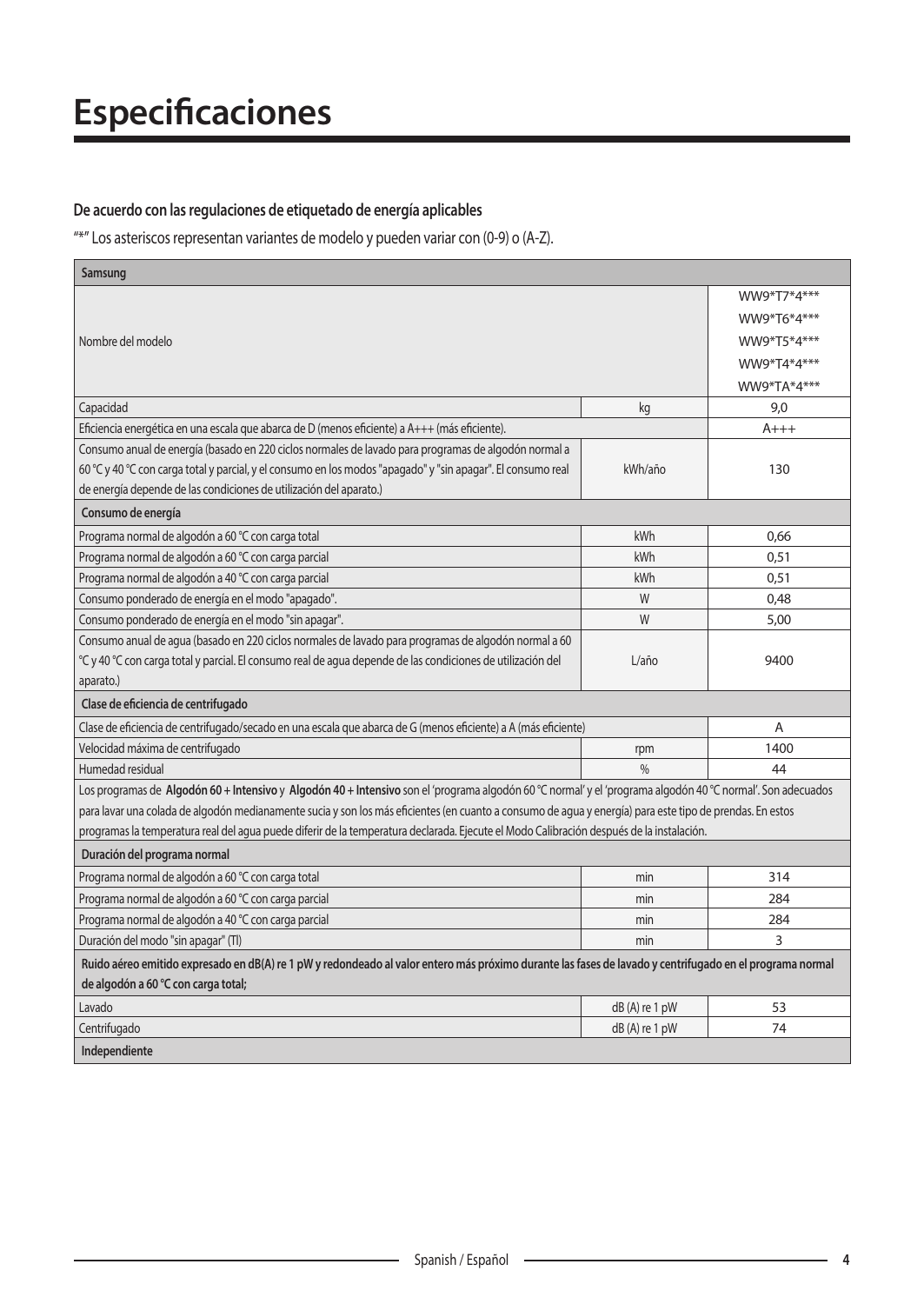# Especificaciones

**De acuerdo con las regulaciones de etiquetado de energía aplicables**

"*" Los asteriscos representan variantes de modelo y pueden variar con (0-9) o (A-Z).

| **Samsung** | | |
|---|---|---|
| Nombre del modelo | | WW9*T7*4***<br>WW9*T6*4***<br>WW9*T5*4***<br>WW9*T4*4***<br>WW9*TA*4*** |
| Capacidad | kg | 9,0 |
| Eficiencia energética en una escala que abarca de D (menos eficiente) a A+++ (más eficiente). | | A+++ |
| Consumo anual de energía (basado en 220 ciclos normales de lavado para programas de algodón normal a 60 °C y 40 °C con carga total y parcial, y el consumo en los modos "apagado" y "sin apagar". El consumo real de energía depende de las condiciones de utilización del aparato.) | kWh/año | 130 |
| **Consumo de energía** | | |
| Programa normal de algodón a 60 °C con carga total | kWh | 0,66 |
| Programa normal de algodón a 60 °C con carga parcial | kWh | 0,51 |
| Programa normal de algodón a 40 °C con carga parcial | kWh | 0,51 |
| Consumo ponderado de energía en el modo "apagado". | W | 0,48 |
| Consumo ponderado de energía en el modo "sin apagar". | W | 5,00 |
| Consumo anual de agua (basado en 220 ciclos normales de lavado para programas de algodón normal a 60 °C y 40 °C con carga total y parcial. El consumo real de agua depende de las condiciones de utilización del aparato.) | L/año | 9400 |
| **Clase de eficiencia de centrifugado** | | |
| Clase de eficiencia de centrifugado/secado en una escala que abarca de G (menos eficiente) a A (más eficiente) | | A |
| Velocidad máxima de centrifugado | rpm | 1400 |
| Humedad residual | % | 44 |
| Los programas de **Algodón 60 + Intensivo** y **Algodón 40 + Intensivo** son el 'programa algodón 60 °C normal' y el 'programa algodón 40 °C normal'. Son adecuados para lavar una colada de algodón medianamente sucia y son los más eficientes (en cuanto a consumo de agua y energía) para este tipo de prendas. En estos programas la temperatura real del agua puede diferir de la temperatura declarada. Ejecute el Modo Calibración después de la instalación. | | |
| **Duración del programa normal** | | |
| Programa normal de algodón a 60 °C con carga total | min | 314 |
| Programa normal de algodón a 60 °C con carga parcial | min | 284 |
| Programa normal de algodón a 40 °C con carga parcial | min | 284 |
| Duración del modo "sin apagar" (Tl) | min | 3 |
| **Ruido aéreo emitido expresado en dB(A) re 1 pW y redondeado al valor entero más próximo durante las fases de lavado y centrifugado en el programa normal de algodón a 60 °C con carga total;** | | |
| Lavado | dB (A) re 1 pW | 53 |
| Centrifugado | dB (A) re 1 pW | 74 |
| **Independiente** | | |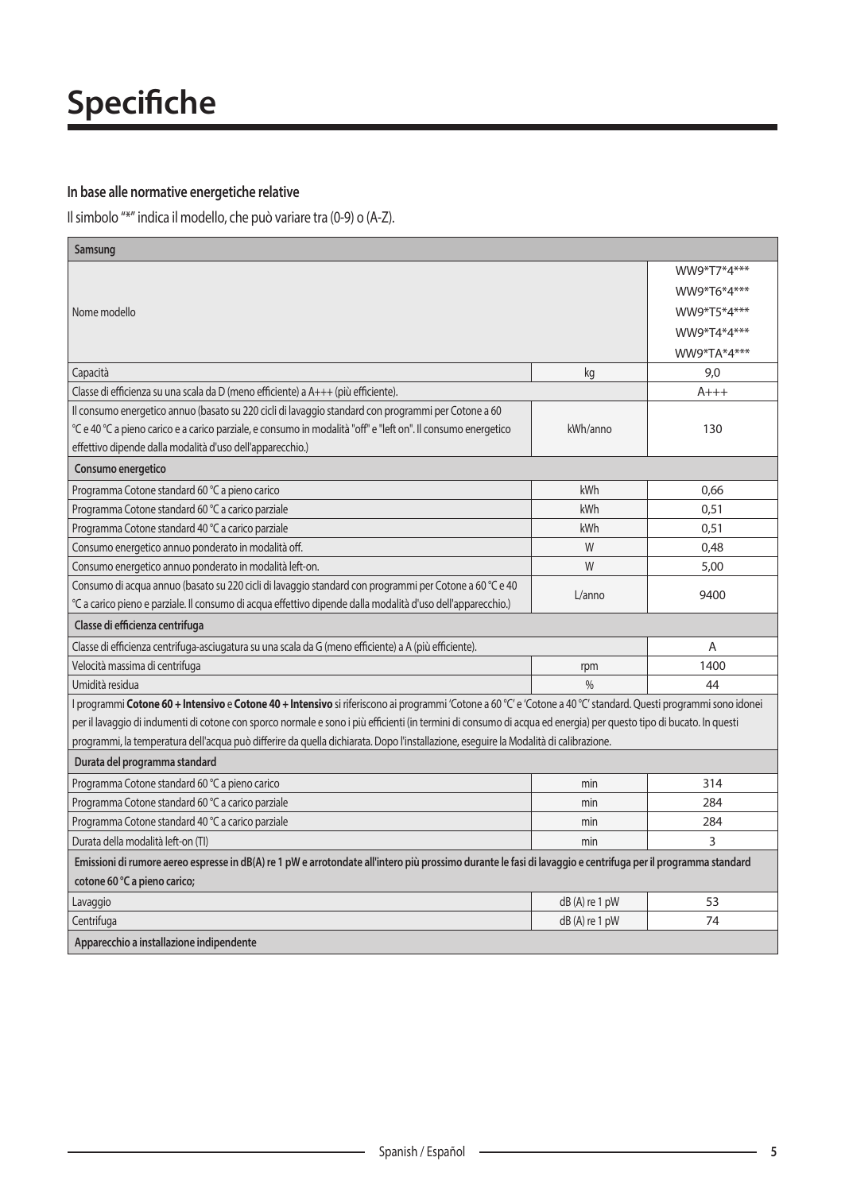# Specifiche

### In base alle normative energetiche relative

Il simbolo "*" indica il modello, che può variare tra (0-9) o (A-Z).

| Samsung | | |
|---|---|---|
| Nome modello | | WW9*T7*4*** WW9*T6*4*** WW9*T5*4*** WW9*T4*4*** WW9*TA*4*** |
| Capacità | kg | 9,0 |
| Classe di efficienza su una scala da D (meno efficiente) a A+++ (più efficiente). | | A+++ |
| Il consumo energetico annuo (basato su 220 cicli di lavaggio standard con programmi per Cotone a 60 °C e 40 °C a pieno carico e a carico parziale, e consumo in modalità "off" e "left on". Il consumo energetico effettivo dipende dalla modalità d'uso dell'apparecchio.) | kWh/anno | 130 |
| **Consumo energetico** | | |
| Programma Cotone standard 60 °C a pieno carico | kWh | 0,66 |
| Programma Cotone standard 60 °C a carico parziale | kWh | 0,51 |
| Programma Cotone standard 40 °C a carico parziale | kWh | 0,51 |
| Consumo energetico annuo ponderato in modalità off. | W | 0,48 |
| Consumo energetico annuo ponderato in modalità left-on. | W | 5,00 |
| Consumo di acqua annuo (basato su 220 cicli di lavaggio standard con programmi per Cotone a 60 °C e 40 °C a carico pieno e parziale. Il consumo di acqua effettivo dipende dalla modalità d'uso dell'apparecchio.) | L/anno | 9400 |
| **Classe di efficienza centrifuga** | | |
| Classe di efficienza centrifuga-asciugatura su una scala da G (meno efficiente) a A (più efficiente). | | A |
| Velocità massima di centrifuga | rpm | 1400 |
| Umidità residua | % | 44 |
| I programmi **Cotone 60 + Intensivo** e **Cotone 40 + Intensivo** si riferiscono ai programmi 'Cotone a 60 °C' e 'Cotone a 40 °C' standard. Questi programmi sono idonei per il lavaggio di indumenti di cotone con sporco normale e sono i più efficienti (in termini di consumo di acqua ed energia) per questo tipo di bucato. In questi programmi, la temperatura dell'acqua può differire da quella dichiarata. Dopo l'installazione, eseguire la Modalità di calibrazione. | | |
| **Durata del programma standard** | | |
| Programma Cotone standard 60 °C a pieno carico | min | 314 |
| Programma Cotone standard 60 °C a carico parziale | min | 284 |
| Programma Cotone standard 40 °C a carico parziale | min | 284 |
| Durata della modalità left-on (Tl) | min | 3 |
| **Emissioni di rumore aereo espresse in dB(A) re 1 pW e arrotondate all'intero più prossimo durante le fasi di lavaggio e centrifuga per il programma standard cotone 60 °C a pieno carico;** | | |
| Lavaggio | dB (A) re 1 pW | 53 |
| Centrifuga | dB (A) re 1 pW | 74 |
| **Apparecchio a installazione indipendente** | | |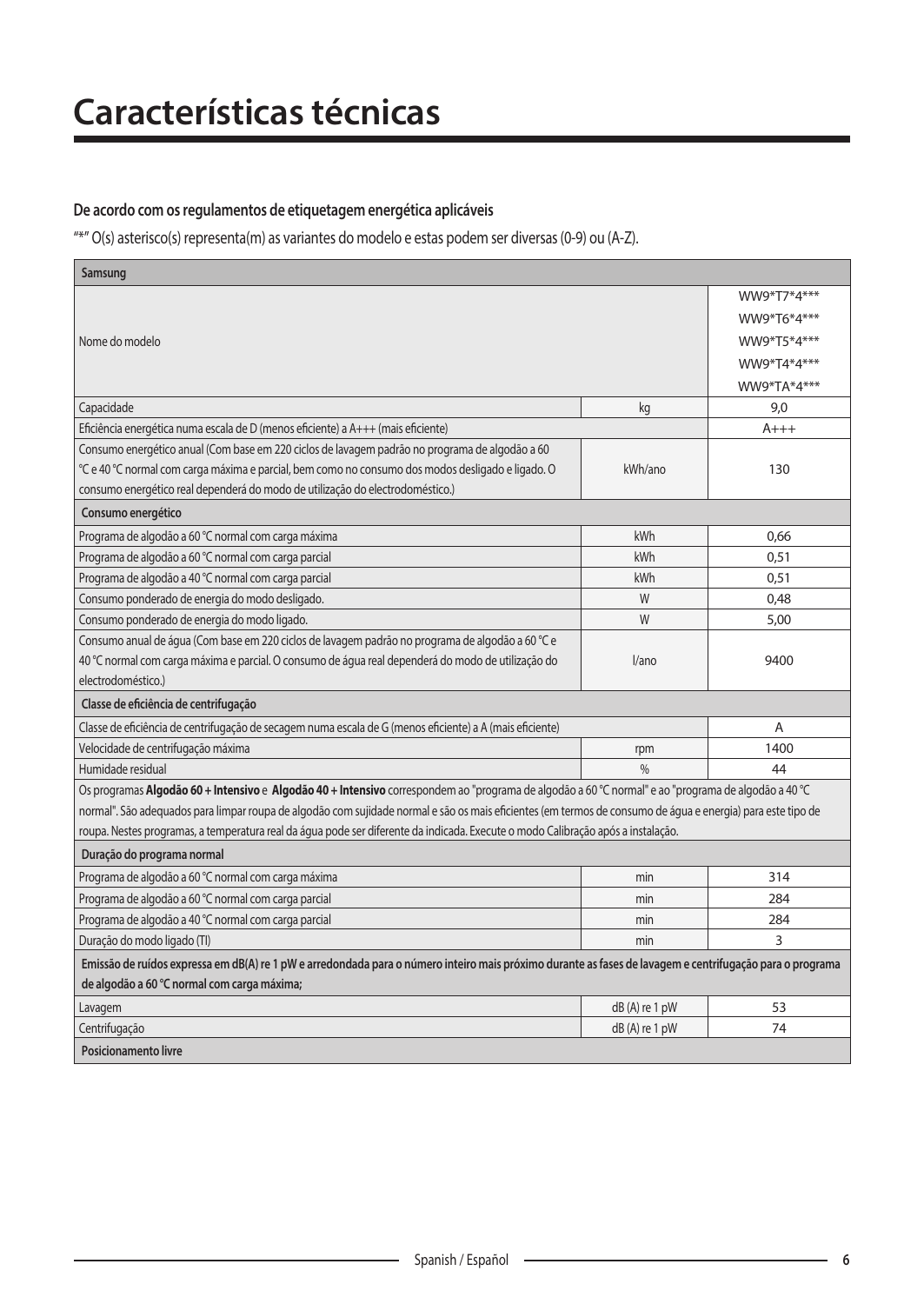# Características técnicas

### De acordo com os regulamentos de etiquetagem energética aplicáveis

"*" O(s) asterisco(s) representa(m) as variantes do modelo e estas podem ser diversas (0-9) ou (A-Z).

| Samsung | | |
|---|---|---|
| Nome do modelo | | WW9*T7*4***<br>WW9*T6*4***<br>WW9*T5*4***<br>WW9*T4*4***<br>WW9*TA*4*** |
| Capacidade | kg | 9,0 |
| Eficiência energética numa escala de D (menos eficiente) a A+++ (mais eficiente) | | A+++ |
| Consumo energético anual (Com base em 220 ciclos de lavagem padrão no programa de algodão a 60 °C e 40 °C normal com carga máxima e parcial, bem como no consumo dos modos desligado e ligado. O consumo energético real dependerá do modo de utilização do electrodoméstico.) | kWh/ano | 130 |
| **Consumo energético** | | |
| Programa de algodão a 60 °C normal com carga máxima | kWh | 0,66 |
| Programa de algodão a 60 °C normal com carga parcial | kWh | 0,51 |
| Programa de algodão a 40 °C normal com carga parcial | kWh | 0,51 |
| Consumo ponderado de energia do modo desligado. | W | 0,48 |
| Consumo ponderado de energia do modo ligado. | W | 5,00 |
| Consumo anual de água (Com base em 220 ciclos de lavagem padrão no programa de algodão a 60 °C e 40 °C normal com carga máxima e parcial. O consumo de água real dependerá do modo de utilização do electrodoméstico.) | l/ano | 9400 |
| **Classe de eficiência de centrifugação** | | |
| Classe de eficiência de centrifugação de secagem numa escala de G (menos eficiente) a A (mais eficiente) | | A |
| Velocidade de centrifugação máxima | rpm | 1400 |
| Humidade residual | % | 44 |
| Os programas **Algodão 60 + Intensivo** e **Algodão 40 + Intensivo** correspondem ao "programa de algodão a 60 °C normal" e ao "programa de algodão a 40 °C normal". São adequados para limpar roupa de algodão com sujidade normal e são os mais eficientes (em termos de consumo de água e energia) para este tipo de roupa. Nestes programas, a temperatura real da água pode ser diferente da indicada. Execute o modo Calibração após a instalação. | | |
| **Duração do programa normal** | | |
| Programa de algodão a 60 °C normal com carga máxima | min | 314 |
| Programa de algodão a 60 °C normal com carga parcial | min | 284 |
| Programa de algodão a 40 °C normal com carga parcial | min | 284 |
| Duração do modo ligado (Tl) | min | 3 |
| **Emissão de ruídos expressa em dB(A) re 1 pW e arredondada para o número inteiro mais próximo durante as fases de lavagem e centrifugação para o programa de algodão a 60 °C normal com carga máxima;** | | |
| Lavagem | dB (A) re 1 pW | 53 |
| Centrifugação | dB (A) re 1 pW | 74 |
| **Posicionamento livre** | | |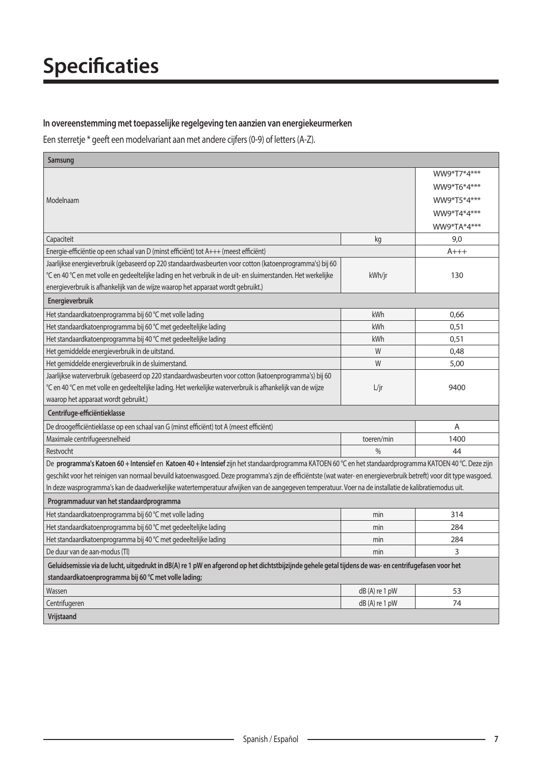# Specificaties

**In overeenstemming met toepasselijke regelgeving ten aanzien van energiekeurmerken**

Een sterretje * geeft een modelvariant aan met andere cijfers (0-9) of letters (A-Z).

| Samsung | | |
|---|---|---|
| Modelnaam | | WW9*T7*4***<br>WW9*T6*4***<br>WW9*T5*4***<br>WW9*T4*4***<br>WW9*TA*4*** |
| Capaciteit | kg | 9,0 |
| Energie-efficiëntie op een schaal van D (minst efficiënt) tot A+++ (meest efficiënt) | | A+++ |
| Jaarlijkse energieverbruik (gebaseerd op 220 standaardwasbeurten voor cotton (katoenprogramma's) bij 60 °C en 40 °C en met volle en gedeeltelijke lading en het verbruik in de uit- en sluimerstanden. Het werkelijke energieverbruik is afhankelijk van de wijze waarop het apparaat wordt gebruikt.) | kWh/jr | 130 |
| **Energieverbruik** | | |
| Het standaardkatoenprogramma bij 60 °C met volle lading | kWh | 0,66 |
| Het standaardkatoenprogramma bij 60 °C met gedeeltelijke lading | kWh | 0,51 |
| Het standaardkatoenprogramma bij 40 °C met gedeeltelijke lading | kWh | 0,51 |
| Het gemiddelde energieverbruik in de uitstand. | W | 0,48 |
| Het gemiddelde energieverbruik in de sluimerstand. | W | 5,00 |
| Jaarlijkse waterverbruik (gebaseerd op 220 standaardwasbeurten voor cotton (katoenprogramma's) bij 60 °C en 40 °C en met volle en gedeeltelijke lading. Het werkelijke waterverbruik is afhankelijk van de wijze waarop het apparaat wordt gebruikt.) | L/jr | 9400 |
| **Centrifuge-efficiëntieklasse** | | |
| De droogefficiëntieklasse op een schaal van G (minst efficiënt) tot A (meest efficiënt) | | A |
| Maximale centrifugeersnelheid | toeren/min | 1400 |
| Restvocht | % | 44 |
| De **programma's Katoen 60 + Intensief** en **Katoen 40 + Intensief** zijn het standaardprogramma KATOEN 60 °C en het standaardprogramma KATOEN 40 °C. Deze zijn geschikt voor het reinigen van normaal bevuild katoenwasgoed. Deze programma's zijn de efficiëntste (wat water- en energieverbruik betreft) voor dit type wasgoed. In deze wasprogramma's kan de daadwerkelijke watertemperatuur afwijken van de aangegeven temperatuur. Voer na de installatie de kalibratiemodus uit. | | |
| **Programmaduur van het standaardprogramma** | | |
| Het standaardkatoenprogramma bij 60 °C met volle lading | min | 314 |
| Het standaardkatoenprogramma bij 60 °C met gedeeltelijke lading | min | 284 |
| Het standaardkatoenprogramma bij 40 °C met gedeeltelijke lading | min | 284 |
| De duur van de aan-modus (Tl) | min | 3 |
| **Geluidsemissie via de lucht, uitgedrukt in dB(A) re 1 pW en afgerond op het dichtstbijzijnde gehele getal tijdens de was- en centrifugefasen voor het standaardkatoenprogramma bij 60 °C met volle lading;** | | |
| Wassen | dB (A) re 1 pW | 53 |
| Centrifugeren | dB (A) re 1 pW | 74 |
| **Vrijstaand** | | |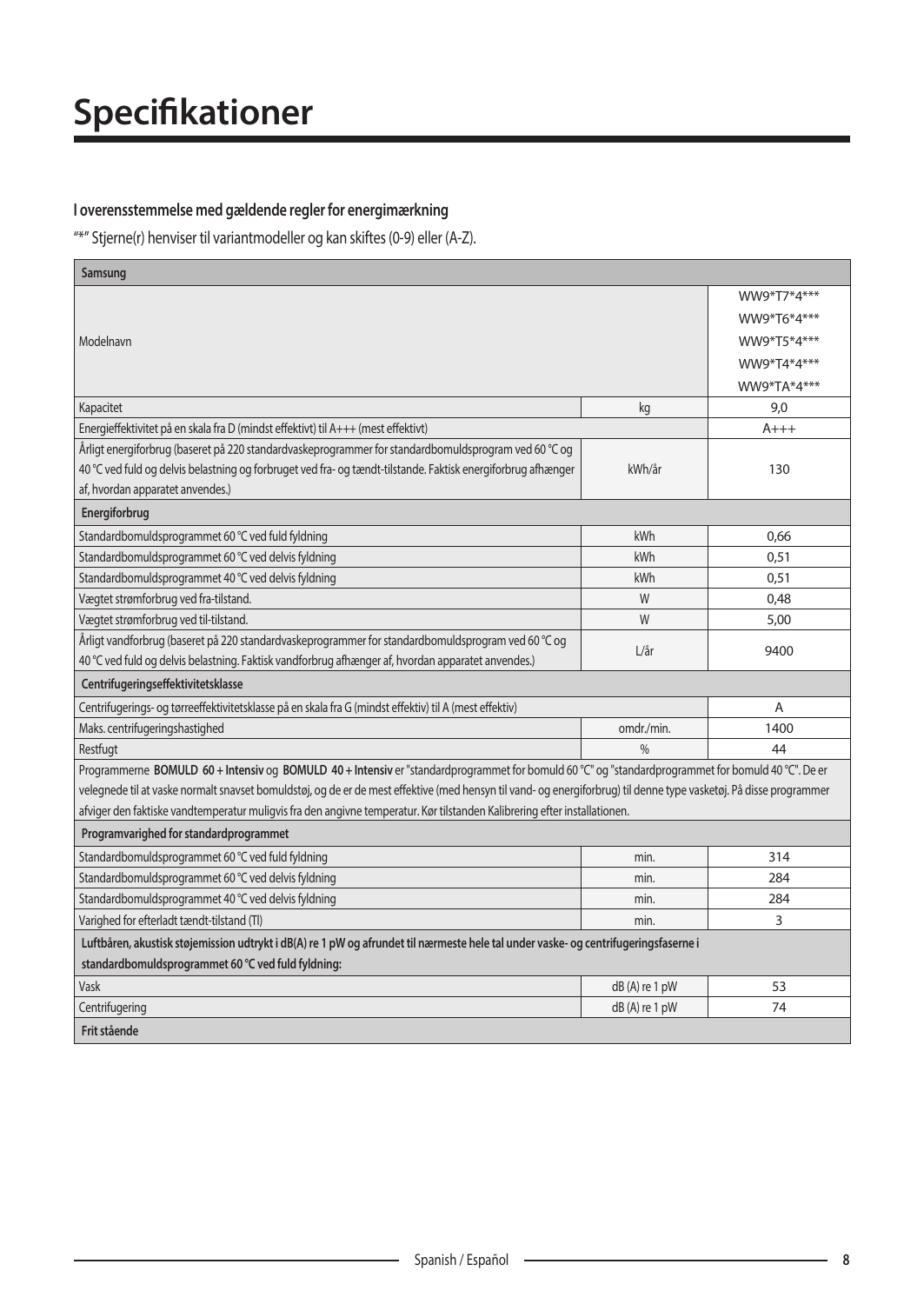# Specifikationer

### I overensstemmelse med gældende regler for energimærkning

"*" Stjerne(r) henviser til variantmodeller og kan skiftes (0-9) eller (A-Z).

| Samsung | | |
|---|---|---|
| Modelnavn | | WW9*T7*4***<br>WW9*T6*4***<br>WW9*T5*4***<br>WW9*T4*4***<br>WW9*TA*4*** |
| Kapacitet | kg | 9,0 |
| Energieffektivitet på en skala fra D (mindst effektivt) til A+++ (mest effektivt) | | A+++ |
| Årligt energiforbrug (baseret på 220 standardvaskeprogrammer for standardbomuldsprogram ved 60 °C og 40 °C ved fuld og delvis belastning og forbruget ved fra- og tændt-tilstande. Faktisk energiforbrug afhænger af, hvordan apparatet anvendes.) | kWh/år | 130 |
| **Energiforbrug** | | |
| Standardbomuldsprogrammet 60 °C ved fuld fyldning | kWh | 0,66 |
| Standardbomuldsprogrammet 60 °C ved delvis fyldning | kWh | 0,51 |
| Standardbomuldsprogrammet 40 °C ved delvis fyldning | kWh | 0,51 |
| Vægtet strømforbrug ved fra-tilstand. | W | 0,48 |
| Vægtet strømforbrug ved til-tilstand. | W | 5,00 |
| Årligt vandforbrug (baseret på 220 standardvaskeprogrammer for standardbomuldsprogram ved 60 °C og 40 °C ved fuld og delvis belastning. Faktisk vandforbrug afhænger af, hvordan apparatet anvendes.) | L/år | 9400 |
| **Centrifugeringseffektivitetsklasse** | | |
| Centrifugerings- og tørreeffektivitetsklasse på en skala fra G (mindst effektiv) til A (mest effektiv) | | A |
| Maks. centrifugeringshastighed | omdr./min. | 1400 |
| Restfugt | % | 44 |
| Programmerne **BOMULD 60 + Intensiv** og **BOMULD 40 + Intensiv** er "standardprogrammet for bomuld 60 °C" og "standardprogrammet for bomuld 40 °C". De er velegnede til at vaske normalt snavset bomuldstøj, og de er de mest effektive (med hensyn til vand- og energiforbrug) til denne type vasketøj. På disse programmer afviger den faktiske vandtemperatur muligvis fra den angivne temperatur. Kør tilstanden Kalibrering efter installationen. | | |
| **Programvarighed for standardprogrammet** | | |
| Standardbomuldsprogrammet 60 °C ved fuld fyldning | min. | 314 |
| Standardbomuldsprogrammet 60 °C ved delvis fyldning | min. | 284 |
| Standardbomuldsprogrammet 40 °C ved delvis fyldning | min. | 284 |
| Varighed for efterladt tændt-tilstand (TI) | min. | 3 |
| **Luftbåren, akustisk støjemission udtrykt i dB(A) re 1 pW og afrundet til nærmeste hele tal under vaske- og centrifugeringsfaserne i standardbomuldsprogrammet 60 °C ved fuld fyldning:** | | |
| Vask | dB (A) re 1 pW | 53 |
| Centrifugering | dB (A) re 1 pW | 74 |
| **Frit stående** | | |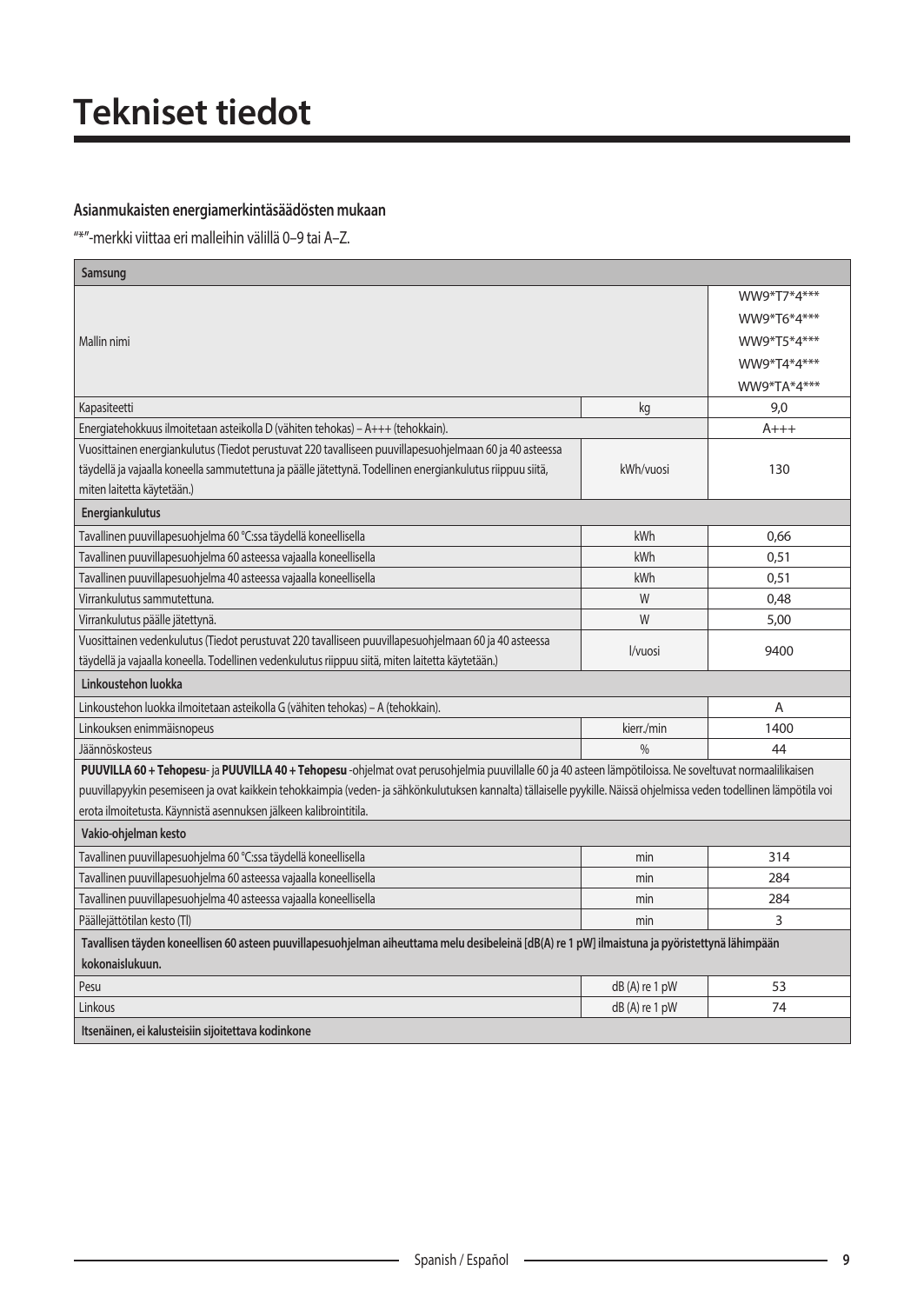# Tekniset tiedot

### Asianmukaisten energiamerkintäsäädösten mukaan

"*"-merkki viittaa eri malleihin välillä 0–9 tai A–Z.

| Samsung | | |
|---|---|---|
| Mallin nimi | | WW9*T7*4***<br>WW9*T6*4***<br>WW9*T5*4***<br>WW9*T4*4***<br>WW9*TA*4*** |
| Kapasiteetti | kg | 9,0 |
| Energiatehokkuus ilmoitetaan asteikolla D (vähiten tehokas) – A+++ (tehokkain). | | A+++ |
| Vuosittainen energiankulutus (Tiedot perustuvat 220 tavalliseen puuvillapesuohjelmaan 60 ja 40 asteessa täydellä ja vajaalla koneella sammutettuna ja päälle jätettynä. Todellinen energiankulutus riippuu siitä, miten laitetta käytetään.) | kWh/vuosi | 130 |
| **Energiankulutus** | | |
| Tavallinen puuvillapesuohjelma 60 °C:ssa täydellä koneellisella | kWh | 0,66 |
| Tavallinen puuvillapesuohjelma 60 asteessa vajaalla koneellisella | kWh | 0,51 |
| Tavallinen puuvillapesuohjelma 40 asteessa vajaalla koneellisella | kWh | 0,51 |
| Virrankulutus sammutettuna. | W | 0,48 |
| Virrankulutus päälle jätettynä. | W | 5,00 |
| Vuosittainen vedenkulutus (Tiedot perustuvat 220 tavalliseen puuvillapesuohjelmaan 60 ja 40 asteessa täydellä ja vajaalla koneella. Todellinen vedenkulutus riippuu siitä, miten laitetta käytetään.) | l/vuosi | 9400 |
| **Linkoustehon luokka** | | |
| Linkoustehon luokka ilmoitetaan asteikolla G (vähiten tehokas) – A (tehokkain). | | A |
| Linkouksen enimmäisnopeus | kierr./min | 1400 |
| Jäännöskosteus | % | 44 |
| **PUUVILLA 60 + Tehopesu**- ja **PUUVILLA 40 + Tehopesu** -ohjelmat ovat perusohjelmia puuvillalle 60 ja 40 asteen lämpötiloissa. Ne soveltuvat normaalilikaisen puuvillapyykin pesemiseen ja ovat kaikkein tehokkaimpia (veden- ja sähkönkulutuksen kannalta) tällaiselle pyykille. Näissä ohjelmissa veden todellinen lämpötila voi erota ilmoitetusta. Käynnistä asennuksen jälkeen kalibrointitila. | | |
| **Vakio-ohjelman kesto** | | |
| Tavallinen puuvillapesuohjelma 60 °C:ssa täydellä koneellisella | min | 314 |
| Tavallinen puuvillapesuohjelma 60 asteessa vajaalla koneellisella | min | 284 |
| Tavallinen puuvillapesuohjelma 40 asteessa vajaalla koneellisella | min | 284 |
| Päällejättötilan kesto (Tl) | min | 3 |
| **Tavallisen täyden koneellisen 60 asteen puuvillapesuohjelman aiheuttama melu desibeleinä [dB(A) re 1 pW] ilmaistuna ja pyöristettynä lähimpään kokonaislukuun.** | | |
| Pesu | dB (A) re 1 pW | 53 |
| Linkous | dB (A) re 1 pW | 74 |
| **Itsenäinen, ei kalusteisiin sijoitettava kodinkone** | | |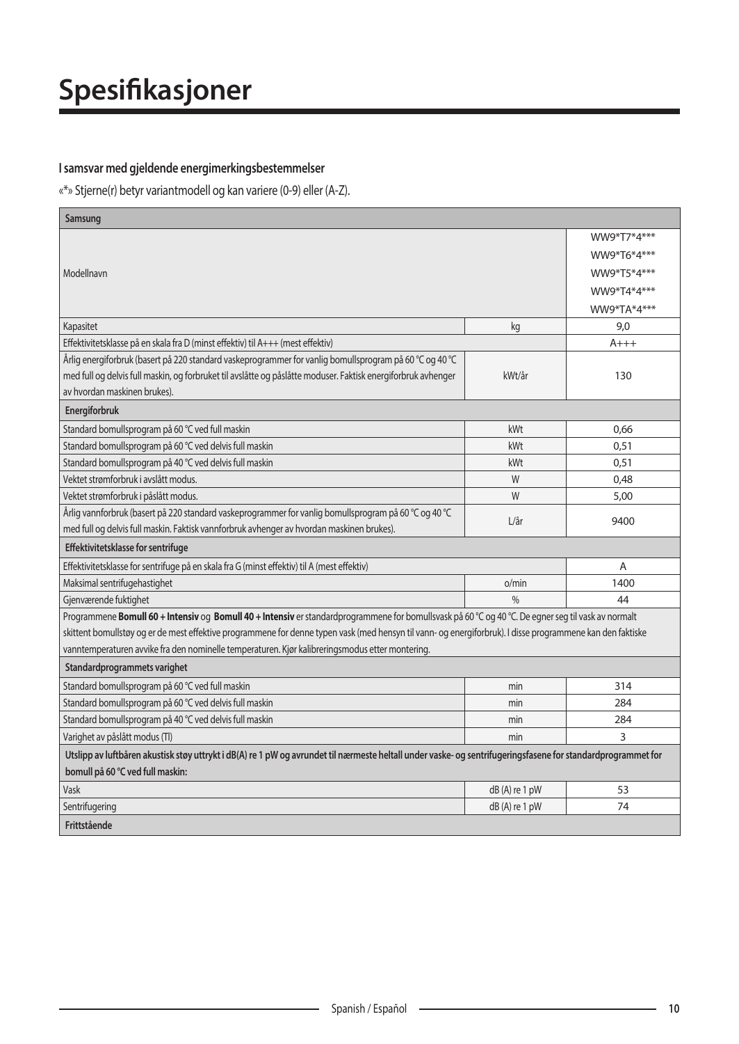# Spesifikasjoner

### I samsvar med gjeldende energimerkingsbestemmelser

«*» Stjerne(r) betyr variantmodell og kan variere (0-9) eller (A-Z).

| **Samsung** | | |
|---|---|---|
| Modellnavn | | WW9*T7*4***<br>WW9*T6*4***<br>WW9*T5*4***<br>WW9*T4*4***<br>WW9*TA*4*** |
| Kapasitet | kg | 9,0 |
| Effektivitetsklasse på en skala fra D (minst effektiv) til A+++ (mest effektiv) | | A+++ |
| Årlig energiforbruk (basert på 220 standard vaskeprogrammer for vanlig bomullsprogram på 60 °C og 40 °C med full og delvis full maskin, og forbruket til avslåtte og påslåtte moduser. Faktisk energiforbruk avhenger av hvordan maskinen brukes). | kWt/år | 130 |
| **Energiforbruk** | | |
| Standard bomullsprogram på 60 °C ved full maskin | kWt | 0,66 |
| Standard bomullsprogram på 60 °C ved delvis full maskin | kWt | 0,51 |
| Standard bomullsprogram på 40 °C ved delvis full maskin | kWt | 0,51 |
| Vektet strømforbruk i avslått modus. | W | 0,48 |
| Vektet strømforbruk i påslått modus. | W | 5,00 |
| Årlig vannforbruk (basert på 220 standard vaskeprogrammer for vanlig bomullsprogram på 60 °C og 40 °C med full og delvis full maskin. Faktisk vannforbruk avhenger av hvordan maskinen brukes). | L/år | 9400 |
| **Effektivitetsklasse for sentrifuge** | | |
| Effektivitetsklasse for sentrifuge på en skala fra G (minst effektiv) til A (mest effektiv) | | A |
| Maksimal sentrifugehastighet | o/min | 1400 |
| Gjenværende fuktighet | % | 44 |
| Programmene **Bomull 60 + Intensiv** og **Bomull 40 + Intensiv** er standardprogrammene for bomullsvask på 60 °C og 40 °C. De egner seg til vask av normalt skittent bomullstøy og er de mest effektive programmene for denne typen vask (med hensyn til vann- og energiforbruk). I disse programmene kan den faktiske vanntemperaturen avvike fra den nominelle temperaturen. Kjør kalibreringsmodus etter montering. | | |
| **Standardprogrammets varighet** | | |
| Standard bomullsprogram på 60 °C ved full maskin | min | 314 |
| Standard bomullsprogram på 60 °C ved delvis full maskin | min | 284 |
| Standard bomullsprogram på 40 °C ved delvis full maskin | min | 284 |
| Varighet av påslått modus (Tl) | min | 3 |
| **Utslipp av luftbåren akustisk støy uttrykt i dB(A) re 1 pW og avrundet til nærmeste heltall under vaske- og sentrifugeringsfasene for standardprogrammet for bomull på 60 °C ved full maskin:** | | |
| Vask | dB (A) re 1 pW | 53 |
| Sentrifugering | dB (A) re 1 pW | 74 |
| **Frittstående** | | |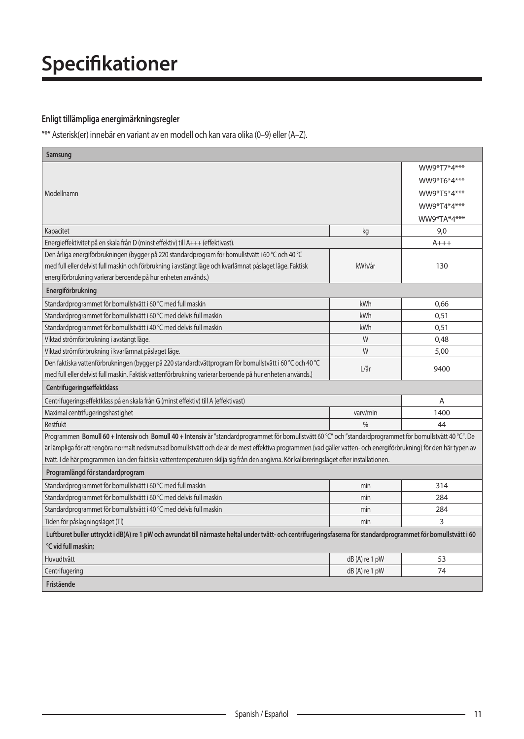# Specifikationer

**Enligt tillämpliga energimärkningsregler**

"*" Asterisk(er) innebär en variant av en modell och kan vara olika (0–9) eller (A–Z).

| Samsung | | |
|---|---|---|
| Modellnamn | | WW9*T7*4***<br>WW9*T6*4***<br>WW9*T5*4***<br>WW9*T4*4***<br>WW9*TA*4*** |
| Kapacitet | kg | 9,0 |
| Energieffektivitet på en skala från D (minst effektiv) till A+++ (effektivast). | | A+++ |
| Den årliga energiförbrukningen (bygger på 220 standardprogram för bomullstvätt i 60 °C och 40 °C med full eller delvist full maskin och förbrukning i avstängt läge och kvarlämnat påslaget läge. Faktisk energiförbrukning varierar beroende på hur enheten används.) | kWh/år | 130 |
| **Energiförbrukning** | | |
| Standardprogrammet för bomullstvätt i 60 °C med full maskin | kWh | 0,66 |
| Standardprogrammet för bomullstvätt i 60 °C med delvis full maskin | kWh | 0,51 |
| Standardprogrammet för bomullstvätt i 40 °C med delvis full maskin | kWh | 0,51 |
| Viktad strömförbrukning i avstängt läge. | W | 0,48 |
| Viktad strömförbrukning i kvarlämnat påslaget läge. | W | 5,00 |
| Den faktiska vattenförbrukningen (bygger på 220 standardtvättprogram för bomullstvätt i 60 °C och 40 °C med full eller delvist full maskin. Faktisk vattenförbrukning varierar beroende på hur enheten används.) | L/år | 9400 |
| **Centrifugeringseffektklass** | | |
| Centrifugeringseffektklass på en skala från G (minst effektiv) till A (effektivast) | | A |
| Maximal centrifugeringshastighet | varv/min | 1400 |
| Restfukt | % | 44 |
| Programmen **Bomull 60 + Intensiv** och **Bomull 40 + Intensiv** är "standardprogrammet för bomullstvätt 60 °C" och "standardprogrammet för bomullstvätt 40 °C". De är lämpliga för att rengöra normalt nedsmutsad bomullstvätt och de är de mest effektiva programmen (vad gäller vatten- och energiförbrukning) för den här typen av tvätt. I de här programmen kan den faktiska vattentemperaturen skilja sig från den angivna. Kör kalibreringsläget efter installationen. | | |
| **Programlängd för standardprogram** | | |
| Standardprogrammet för bomullstvätt i 60 °C med full maskin | min | 314 |
| Standardprogrammet för bomullstvätt i 60 °C med delvis full maskin | min | 284 |
| Standardprogrammet för bomullstvätt i 40 °C med delvis full maskin | min | 284 |
| Tiden för påslagningsläget (Tl) | min | 3 |
| **Luftburet buller uttryckt i dB(A) re 1 pW och avrundat till närmaste heltal under tvätt- och centrifugeringsfaserna för standardprogrammet för bomullstvätt i 60 °C vid full maskin;** | | |
| Huvudtvätt | dB (A) re 1 pW | 53 |
| Centrifugering | dB (A) re 1 pW | 74 |
| **Fristående** | | |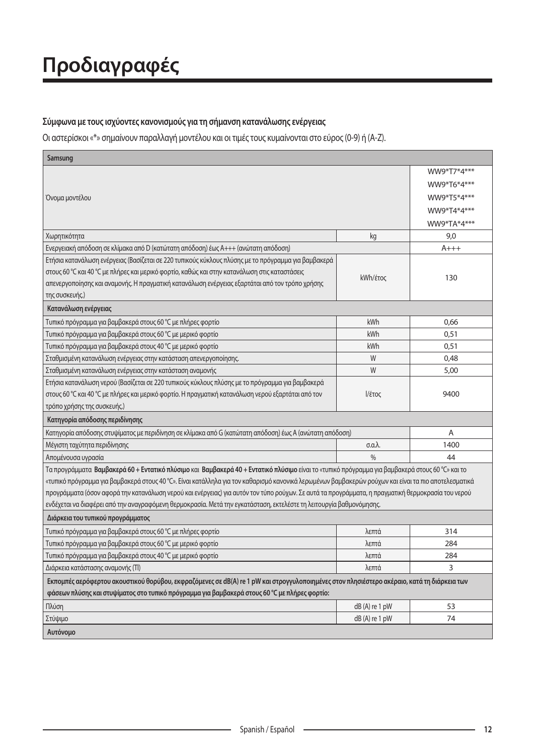# Προδιαγραφές

**Σύμφωνα με τους ισχύοντες κανονισμούς για τη σήμανση κατανάλωσης ενέργειας**

Οι αστερίσκοι «*» σημαίνουν παραλλαγή μοντέλου και οι τιμές τους κυμαίνονται στο εύρος (0-9) ή (A-Z).

| **Samsung** | | |
|---|---|---|
| Όνομα μοντέλου | | WW9*T7*4***<br>WW9*T6*4***<br>WW9*T5*4***<br>WW9*T4*4***<br>WW9*TA*4*** |
| Χωρητικότητα | kg | 9,0 |
| Ενεργειακή απόδοση σε κλίμακα από D (κατώτατη απόδοση) έως A+++ (ανώτατη απόδοση) | | A+++ |
| Ετήσια κατανάλωση ενέργειας (Βασίζεται σε 220 τυπικούς κύκλους πλύσης με το πρόγραμμα για βαμβακερά στους 60 °C και 40 °C με πλήρες και μερικό φορτίο, καθώς και στην κατανάλωση στις καταστάσεις απενεργοποίησης και αναμονής. Η πραγματική κατανάλωση ενέργειας εξαρτάται από τον τρόπο χρήσης της συσκευής.) | kWh/έτος | 130 |
| **Κατανάλωση ενέργειας** | | |
| Τυπικό πρόγραμμα για βαμβακερά στους 60 °C με πλήρες φορτίο | kWh | 0,66 |
| Τυπικό πρόγραμμα για βαμβακερά στους 60 °C με μερικό φορτίο | kWh | 0,51 |
| Τυπικό πρόγραμμα για βαμβακερά στους 40 °C με μερικό φορτίο | kWh | 0,51 |
| Σταθμισμένη κατανάλωση ενέργειας στην κατάσταση απενεργοποίησης. | W | 0,48 |
| Σταθμισμένη κατανάλωση ενέργειας στην κατάσταση αναμονής | W | 5,00 |
| Ετήσια κατανάλωση νερού (Βασίζεται σε 220 τυπικούς κύκλους πλύσης με το πρόγραμμα για βαμβακερά στους 60 °C και 40 °C με πλήρες και μερικό φορτίο. Η πραγματική κατανάλωση νερού εξαρτάται από τον τρόπο χρήσης της συσκευής.) | l/έτος | 9400 |
| **Κατηγορία απόδοσης περιδίνησης** | | |
| Κατηγορία απόδοσης στυψίματος με περιδίνηση σε κλίμακα από G (κατώτατη απόδοση) έως A (ανώτατη απόδοση) | | A |
| Μέγιστη ταχύτητα περιδίνησης | σ.α.λ. | 1400 |
| Απομένουσα υγρασία | % | 44 |
| Τα προγράμματα **Βαμβακερά 60 + Εντατικό πλύσιμο** και **Βαμβακερά 40 + Εντατικό πλύσιμο** είναι το «τυπικό πρόγραμμα για βαμβακερά στους 60 °C» και το «τυπικό πρόγραμμα για βαμβακερά στους 40 °C». Είναι κατάλληλα για τον καθαρισμό κανονικά λερωμένων βαμβακερών ρούχων και είναι τα πιο αποτελεσματικά προγράμματα (όσον αφορά την κατανάλωση νερού και ενέργειας) για αυτόν τον τύπο ρούχων. Σε αυτά τα προγράμματα, η πραγματική θερμοκρασία του νερού ενδέχεται να διαφέρει από την αναγραφόμενη θερμοκρασία. Μετά την εγκατάσταση, εκτελέστε τη λειτουργία βαθμονόμησης. | | |
| **Διάρκεια του τυπικού προγράμματος** | | |
| Τυπικό πρόγραμμα για βαμβακερά στους 60 °C με πλήρες φορτίο | λεπτά | 314 |
| Τυπικό πρόγραμμα για βαμβακερά στους 60 °C με μερικό φορτίο | λεπτά | 284 |
| Τυπικό πρόγραμμα για βαμβακερά στους 40 °C με μερικό φορτίο | λεπτά | 284 |
| Διάρκεια κατάστασης αναμονής (Tl) | λεπτά | 3 |
| **Εκπομπές αερόφερτου ακουστικού θορύβου, εκφραζόμενες σε dB(A) re 1 pW και στρογγυλοποιημένες στον πλησιέστερο ακέραιο, κατά τη διάρκεια των φάσεων πλύσης και στυψίματος στο τυπικό πρόγραμμα για βαμβακερά στους 60 °C με πλήρες φορτίο:** | | |
| Πλύση | dB (A) re 1 pW | 53 |
| Στύψιμο | dB (A) re 1 pW | 74 |
| **Αυτόνομο** | | |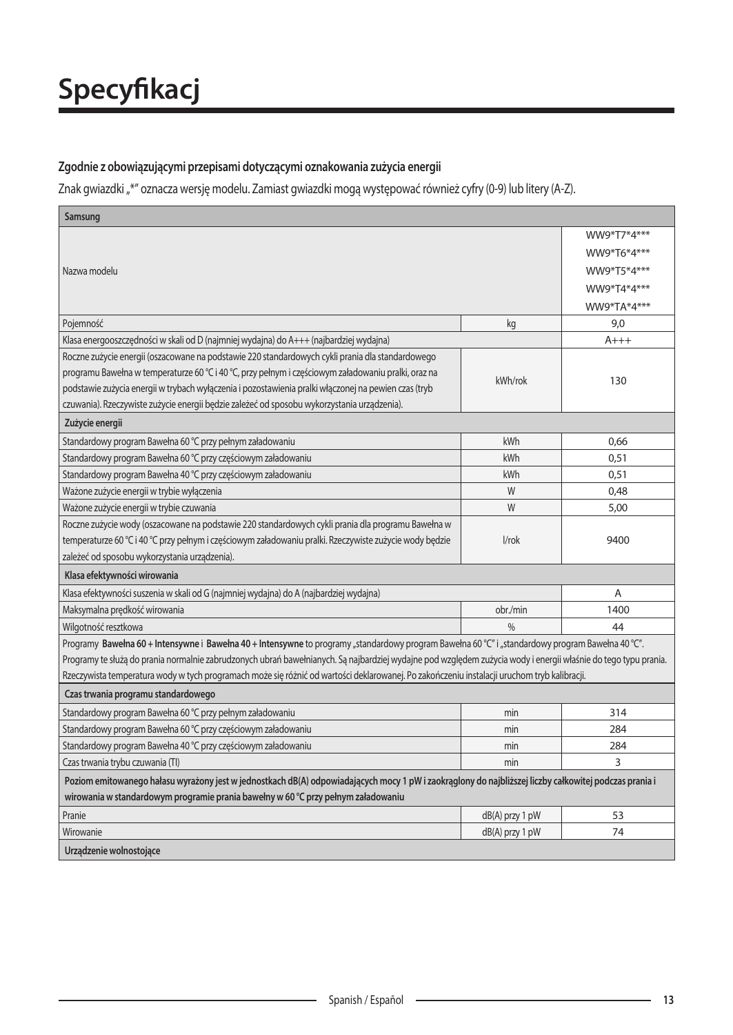# Specyfikacj

**Zgodnie z obowiązującymi przepisami dotyczącymi oznakowania zużycia energii**

Znak gwiazdki „*" oznacza wersję modelu. Zamiast gwiazdki mogą występować również cyfry (0-9) lub litery (A-Z).

| Samsung | | |
|---|---|---|
| Nazwa modelu | | WW9*T7*4*** WW9*T6*4*** WW9*T5*4*** WW9*T4*4*** WW9*TA*4*** |
| Pojemność | kg | 9,0 |
| Klasa energooszczędności w skali od D (najmniej wydajna) do A+++ (najbardziej wydajna) | | A+++ |
| Roczne zużycie energii (oszacowane na podstawie 220 standardowych cykli prania dla standardowego programu Bawełna w temperaturze 60 °C i 40 °C, przy pełnym i częściowym załadowaniu pralki, oraz na podstawie zużycia energii w trybach wyłączenia i pozostawienia pralki włączonej na pewien czas (tryb czuwania). Rzeczywiste zużycie energii będzie zależeć od sposobu wykorzystania urządzenia). | kWh/rok | 130 |
| **Zużycie energii** | | |
| Standardowy program Bawełna 60 °C przy pełnym załadowaniu | kWh | 0,66 |
| Standardowy program Bawełna 60 °C przy częściowym załadowaniu | kWh | 0,51 |
| Standardowy program Bawełna 40 °C przy częściowym załadowaniu | kWh | 0,51 |
| Ważone zużycie energii w trybie wyłączenia | W | 0,48 |
| Ważone zużycie energii w trybie czuwania | W | 5,00 |
| Roczne zużycie wody (oszacowane na podstawie 220 standardowych cykli prania dla programu Bawełna w temperaturze 60 °C i 40 °C przy pełnym i częściowym załadowaniu pralki. Rzeczywiste zużycie wody będzie zależeć od sposobu wykorzystania urządzenia). | l/rok | 9400 |
| **Klasa efektywności wirowania** | | |
| Klasa efektywności suszenia w skali od G (najmniej wydajna) do A (najbardziej wydajna) | | A |
| Maksymalna prędkość wirowania | obr./min | 1400 |
| Wilgotność resztkowa | % | 44 |
| Programy **Bawełna 60 + Intensywne** i **Bawełna 40 + Intensywne** to programy „standardowy program Bawełna 60 °C" i „standardowy program Bawełna 40 °C". Programy te służą do prania normalnie zabrudzonych ubrań bawełnianych. Są najbardziej wydajne pod względem zużycia wody i energii właśnie do tego typu prania. Rzeczywista temperatura wody w tych programach może się różnić od wartości deklarowanej. Po zakończeniu instalacji uruchom tryb kalibracji. | | |
| **Czas trwania programu standardowego** | | |
| Standardowy program Bawełna 60 °C przy pełnym załadowaniu | min | 314 |
| Standardowy program Bawełna 60 °C przy częściowym załadowaniu | min | 284 |
| Standardowy program Bawełna 40 °C przy częściowym załadowaniu | min | 284 |
| Czas trwania trybu czuwania (Tl) | min | 3 |
| **Poziom emitowanego hałasu wyrażony jest w jednostkach dB(A) odpowiadających mocy 1 pW i zaokrąglony do najbliższej liczby całkowitej podczas prania i wirowania w standardowym programie prania bawełny w 60 °C przy pełnym załadowaniu** | | |
| Pranie | dB(A) przy 1 pW | 53 |
| Wirowanie | dB(A) przy 1 pW | 74 |
| **Urządzenie wolnostojące** | | |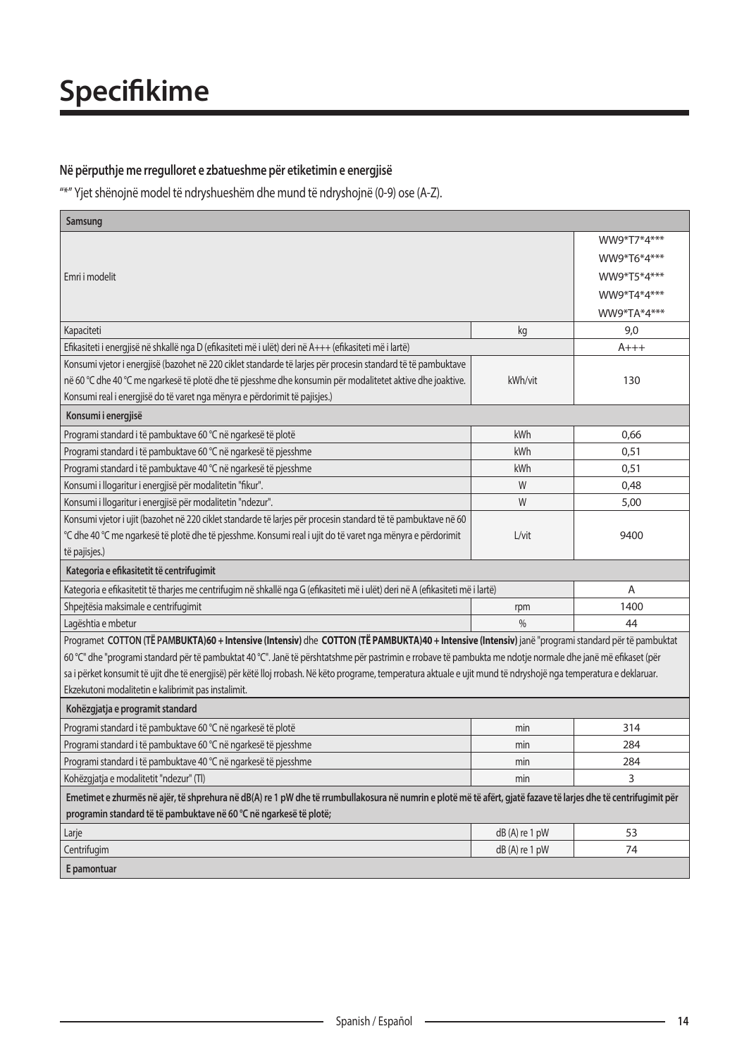# Specifikime

### Në përputhje me rregulloret e zbatueshme për etiketimin e energjisë

"*" Yjet shënojnë model të ndryshueshëm dhe mund të ndryshojnë (0-9) ose (A-Z).

| Samsung | | |
|---|---|---|
| Emri i modelit | | WW9*T7*4***<br>WW9*T6*4***<br>WW9*T5*4***<br>WW9*T4*4***<br>WW9*TA*4*** |
| Kapaciteti | kg | 9,0 |
| Efikasiteti i energjisë në shkallë nga D (efikasiteti më i ulët) deri në A+++ (efikasiteti më i lartë) | | A+++ |
| Konsumi vjetor i energjisë (bazohet në 220 ciklet standarde të larjes për procesin standard të të pambuktave në 60 °C dhe 40 °C me ngarkesë të plotë dhe të pjesshme dhe konsumin për modalitetet aktive dhe joaktive. Konsumi real i energjisë do të varet nga mënyra e përdorimit të pajisjes.) | kWh/vit | 130 |
| **Konsumi i energjisë** | | |
| Programi standard i të pambuktave 60 °C në ngarkesë të plotë | kWh | 0,66 |
| Programi standard i të pambuktave 60 °C në ngarkesë të pjesshme | kWh | 0,51 |
| Programi standard i të pambuktave 40 °C në ngarkesë të pjesshme | kWh | 0,51 |
| Konsumi i llogaritur i energjisë për modalitetin "fikur". | W | 0,48 |
| Konsumi i llogaritur i energjisë për modalitetin "ndezur". | W | 5,00 |
| Konsumi vjetor i ujit (bazohet në 220 ciklet standarde të larjes për procesin standard të të pambuktave në 60 °C dhe 40 °C me ngarkesë të plotë dhe të pjesshme. Konsumi real i ujit do të varet nga mënyra e përdorimit të pajisjes.) | L/vit | 9400 |
| **Kategoria e efikasitetit të centrifugimit** | | |
| Kategoria e efikasitetit të tharjes me centrifugim në shkallë nga G (efikasiteti më i ulët) deri në A (efikasiteti më i lartë) | | A |
| Shpejtësia maksimale e centrifugimit | rpm | 1400 |
| Lagështia e mbetur | % | 44 |
| Programet **COTTON (TË PAMBUKTA)60 + Intensive (Intensiv)** dhe **COTTON (TË PAMBUKTA)40 + Intensive (Intensiv)** janë "programi standard për të pambuktat 60 °C" dhe "programi standard për të pambuktat 40 °C". Janë të përshtatshme për pastrimin e rrobave të pambukta me ndotje normale dhe janë më efikaset (për sa i përket konsumit të ujit dhe të energjisë) për këtë lloj rrobash. Në këto programe, temperatura aktuale e ujit mund të ndryshojë nga temperatura e deklaruar. Ekzekutoni modalitetin e kalibrimit pas instalimit. | | |
| **Kohëzgjatja e programit standard** | | |
| Programi standard i të pambuktave 60 °C në ngarkesë të plotë | min | 314 |
| Programi standard i të pambuktave 60 °C në ngarkesë të pjesshme | min | 284 |
| Programi standard i të pambuktave 40 °C në ngarkesë të pjesshme | min | 284 |
| Kohëzgjatja e modalitetit "ndezur" (Tl) | min | 3 |
| **Emetimet e zhurmës në ajër, të shprehura në dB(A) re 1 pW dhe të rrumbullakosura në numrin e plotë më të afërt, gjatë fazave të larjes dhe të centrifugimit për programin standard të të pambuktave në 60 °C në ngarkesë të plotë;** | | |
| Larje | dB (A) re 1 pW | 53 |
| Centrifugim | dB (A) re 1 pW | 74 |
| **E pamontuar** | | |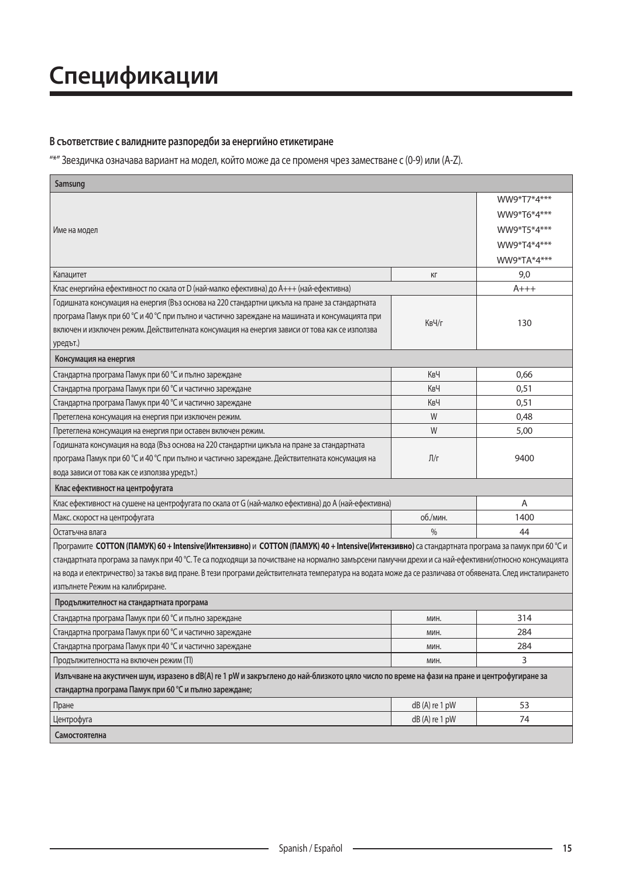# Спецификации

**В съответствие с валидните разпоредби за енергийно етикетиране**

"*" Звездичка означава вариант на модел, който може да се променя чрез заместване с (0-9) или (A-Z).

| Samsung | | |
|---|---|---|
| Име на модел | | WW9*T7*4***<br>WW9*T6*4***<br>WW9*T5*4***<br>WW9*T4*4***<br>WW9*TA*4*** |
| Капацитет | кг | 9,0 |
| Клас енергийна ефективност по скала от D (най-малко ефективна) до A+++ (най-ефективна) | | A+++ |
| Годишната консумация на енергия (Въз основа на 220 стандартни цикъла на пране за стандартната програма Памук при 60 °C и 40 °C при пълно и частично зареждане на машината и консумацията при включен и изключен режим. Действителната консумация на енергия зависи от това как се използва уредът.) | КвЧ/г | 130 |
| **Консумация на енергия** | | |
| Стандартна програма Памук при 60 °C и пълно зареждане | КвЧ | 0,66 |
| Стандартна програма Памук при 60 °C и частично зареждане | КвЧ | 0,51 |
| Стандартна програма Памук при 40 °C и частично зареждане | КвЧ | 0,51 |
| Претеглена консумация на енергия при изключен режим. | W | 0,48 |
| Претеглена консумация на енергия при оставен включен режим. | W | 5,00 |
| Годишната консумация на вода (Въз основа на 220 стандартни цикъла на пране за стандартната програма Памук при 60 °C и 40 °C при пълно и частично зареждане. Действителната консумация на вода зависи от това как се използва уредът.) | Л/г | 9400 |
| **Клас ефективност на центрофугата** | | |
| Клас ефективност на сушене на центрофугата по скала от G (най-малко ефективна) до A (най-ефективна) | | A |
| Макс. скорост на центрофугата | об./мин. | 1400 |
| Остатъчна влага | % | 44 |
| Програмите **COTTON (ПАМУК) 60 + Intensive(Интензивно)** и **COTTON (ПАМУК) 40 + Intensive(Интензивно)** са стандартната програма за памук при 60 °C и стандартната програма за памук при 40 °C. Те са подходящи за почистване на нормално замърсени памучни дрехи и са най-ефективни(относно консумацията на вода и електричество) за такъв вид пране. В тези програми действителната температура на водата може да се различава от обявената. След инсталирането изпълнете Режим на калибриране. | | |
| **Продължителност на стандартната програма** | | |
| Стандартна програма Памук при 60 °C и пълно зареждане | мин. | 314 |
| Стандартна програма Памук при 60 °C и частично зареждане | мин. | 284 |
| Стандартна програма Памук при 40 °C и частично зареждане | мин. | 284 |
| Продължителността на включен режим (Tl) | мин. | 3 |
| **Излъчване на акустичен шум, изразено в dB(A) re 1 pW и закръглено до най-близкото цяло число по време на фази на пране и центрофугиране за стандартна програма Памук при 60 °C и пълно зареждане;** | | |
| Пране | dB (A) re 1 pW | 53 |
| Центрофуга | dB (A) re 1 pW | 74 |
| **Самостоятелна** | | |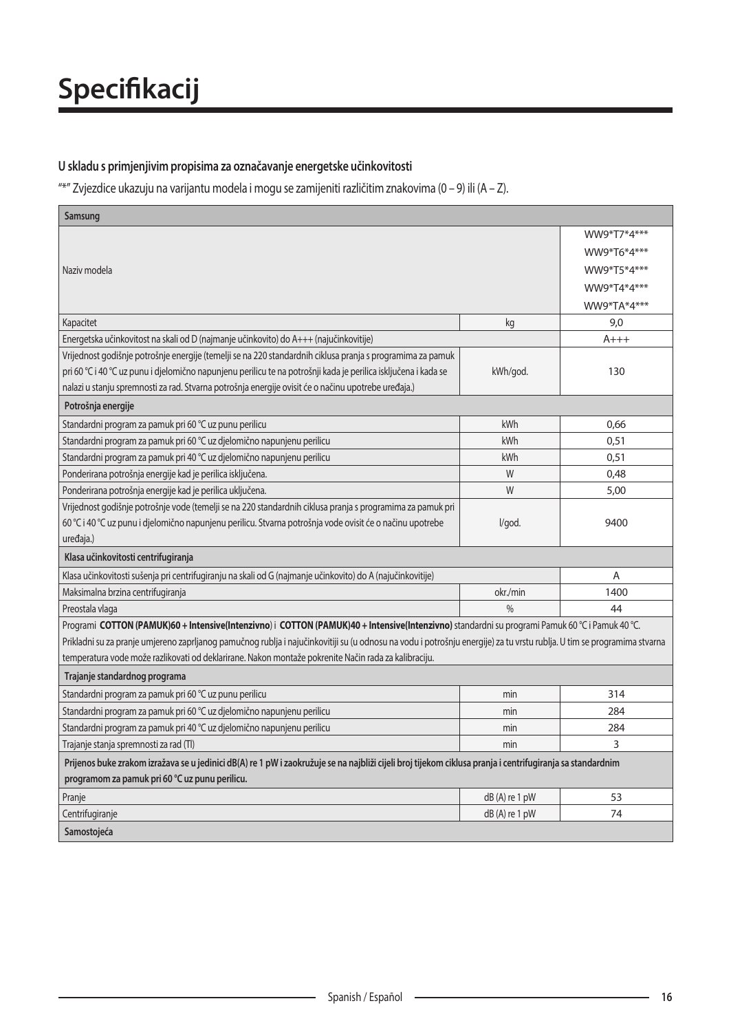# Specifikacij

### U skladu s primjenjivim propisima za označavanje energetske učinkovitosti

"*" Zvjezdice ukazuju na varijantu modela i mogu se zamijeniti različitim znakovima (0 – 9) ili (A – Z).

| Samsung | | |
|---|---|---|
| Naziv modela | | WW9*T7*4***<br>WW9*T6*4***<br>WW9*T5*4***<br>WW9*T4*4***<br>WW9*TA*4*** |
| Kapacitet | kg | 9,0 |
| Energetska učinkovitost na skali od D (najmanje učinkovito) do A+++ (najučinkovitije) | | A+++ |
| Vrijednost godišnje potrošnje energije (temelji se na 220 standardnih ciklusa pranja s programima za pamuk pri 60 °C i 40 °C uz punu i djelomično napunjenu perilicu te na potrošnji kada je perilica isključena i kada se nalazi u stanju spremnosti za rad. Stvarna potrošnja energije ovisit će o načinu upotrebe uređaja.) | kWh/god. | 130 |
| **Potrošnja energije** | | |
| Standardni program za pamuk pri 60 °C uz punu perilicu | kWh | 0,66 |
| Standardni program za pamuk pri 60 °C uz djelomično napunjenu perilicu | kWh | 0,51 |
| Standardni program za pamuk pri 40 °C uz djelomično napunjenu perilicu | kWh | 0,51 |
| Ponderirana potrošnja energije kad je perilica isključena. | W | 0,48 |
| Ponderirana potrošnja energije kad je perilica uključena. | W | 5,00 |
| Vrijednost godišnje potrošnje vode (temelji se na 220 standardnih ciklusa pranja s programima za pamuk pri 60 °C i 40 °C uz punu i djelomično napunjenu perilicu. Stvarna potrošnja vode ovisit će o načinu upotrebe uređaja.) | l/god. | 9400 |
| **Klasa učinkovitosti centrifugiranja** | | |
| Klasa učinkovitosti sušenja pri centrifugiranju na skali od G (najmanje učinkovito) do A (najučinkovitije) | | A |
| Maksimalna brzina centrifugiranja | okr./min | 1400 |
| Preostala vlaga | % | 44 |
| Programi **COTTON (PAMUK)60 + Intensive(Intenzivno)** i **COTTON (PAMUK)40 + Intensive(Intenzivno)** standardni su programi Pamuk 60 °C i Pamuk 40 °C. Prikladni su za pranje umjereno zaprljanog pamučnog rublja i najučinkovitiji su (u odnosu na vodu i potrošnju energije) za tu vrstu rublja. U tim se programima stvarna temperatura vode može razlikovati od deklarirane. Nakon montaže pokrenite Način rada za kalibraciju. | | |
| **Trajanje standardnog programa** | | |
| Standardni program za pamuk pri 60 °C uz punu perilicu | min | 314 |
| Standardni program za pamuk pri 60 °C uz djelomično napunjenu perilicu | min | 284 |
| Standardni program za pamuk pri 40 °C uz djelomično napunjenu perilicu | min | 284 |
| Trajanje stanja spremnosti za rad (Tl) | min | 3 |
| **Prijenos buke zrakom izražava se u jedinici dB(A) re 1 pW i zaokružuje se na najbliži cijeli broj tijekom ciklusa pranja i centrifugiranja sa standardnim programom za pamuk pri 60 °C uz punu perilicu.** | | |
| Pranje | dB (A) re 1 pW | 53 |
| Centrifugiranje | dB (A) re 1 pW | 74 |
| **Samostojeća** | | |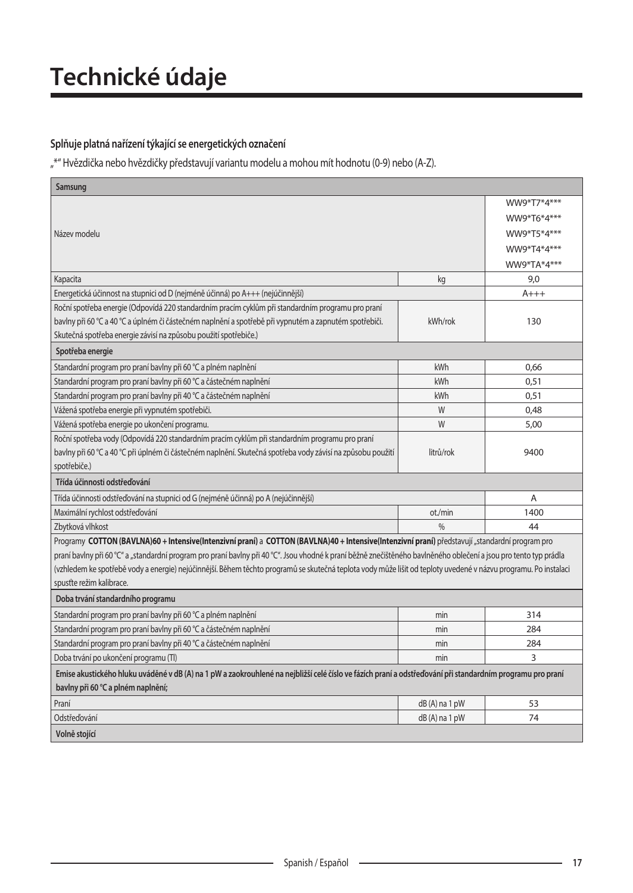# Technické údaje

### Splňuje platná nařízení týkající se energetických označení

„*" Hvězdička nebo hvězdičky představují variantu modelu a mohou mít hodnotu (0-9) nebo (A-Z).

| **Samsung** | | |
|---|---|---|
| Název modelu | | WW9*T7*4***<br>WW9*T6*4***<br>WW9*T5*4***<br>WW9*T4*4***<br>WW9*TA*4*** |
| Kapacita | kg | 9,0 |
| Energetická účinnost na stupnici od D (nejméně účinná) po A+++ (nejúčinnější) | | A+++ |
| Roční spotřeba energie (Odpovídá 220 standardním pracím cyklům při standardním programu pro praní bavlny při 60 °C a 40 °C a úplném či částečném naplnění a spotřebě při vypnutém a zapnutém spotřebiči. Skutečná spotřeba energie závisí na způsobu použití spotřebiče.) | kWh/rok | 130 |
| **Spotřeba energie** | | |
| Standardní program pro praní bavlny při 60 °C a plném naplnění | kWh | 0,66 |
| Standardní program pro praní bavlny při 60 °C a částečném naplnění | kWh | 0,51 |
| Standardní program pro praní bavlny při 40 °C a částečném naplnění | kWh | 0,51 |
| Vážená spotřeba energie při vypnutém spotřebiči. | W | 0,48 |
| Vážená spotřeba energie po ukončení programu. | W | 5,00 |
| Roční spotřeba vody (Odpovídá 220 standardním pracím cyklům při standardním programu pro praní bavlny při 60 °C a 40 °C při úplném či částečném naplnění. Skutečná spotřeba vody závisí na způsobu použití spotřebiče.) | litrů/rok | 9400 |
| **Třída účinnosti odstřeďování** | | |
| Třída účinnosti odstřeďování na stupnici od G (nejméně účinná) po A (nejúčinnější) | | A |
| Maximální rychlost odstřeďování | ot./min | 1400 |
| Zbytková vlhkost | % | 44 |
| Programy **COTTON (BAVLNA)60 + Intensive(Intenzivní praní)** a **COTTON (BAVLNA)40 + Intensive(Intenzivní praní)** představují „standardní program pro praní bavlny při 60 °C" a „standardní program pro praní bavlny při 40 °C". Jsou vhodné k praní běžně znečištěného bavlněného oblečení a jsou pro tento typ prádla (vzhledem ke spotřebě vody a energie) nejúčinnější. Během těchto programů se skutečná teplota vody může lišit od teploty uvedené v názvu programu. Po instalaci spusťte režim kalibrace. | | |
| **Doba trvání standardního programu** | | |
| Standardní program pro praní bavlny při 60 °C a plném naplnění | min | 314 |
| Standardní program pro praní bavlny při 60 °C a částečném naplnění | min | 284 |
| Standardní program pro praní bavlny při 40 °C a částečném naplnění | min | 284 |
| Doba trvání po ukončení programu (Tl) | min | 3 |
| **Emise akustického hluku uváděné v dB (A) na 1 pW a zaokrouhlené na nejbližší celé číslo ve fázích praní a odstřeďování při standardním programu pro praní bavlny při 60 °C a plném naplnění;** | | |
| Praní | dB (A) na 1 pW | 53 |
| Odstřeďování | dB (A) na 1 pW | 74 |
| **Volně stojící** | | |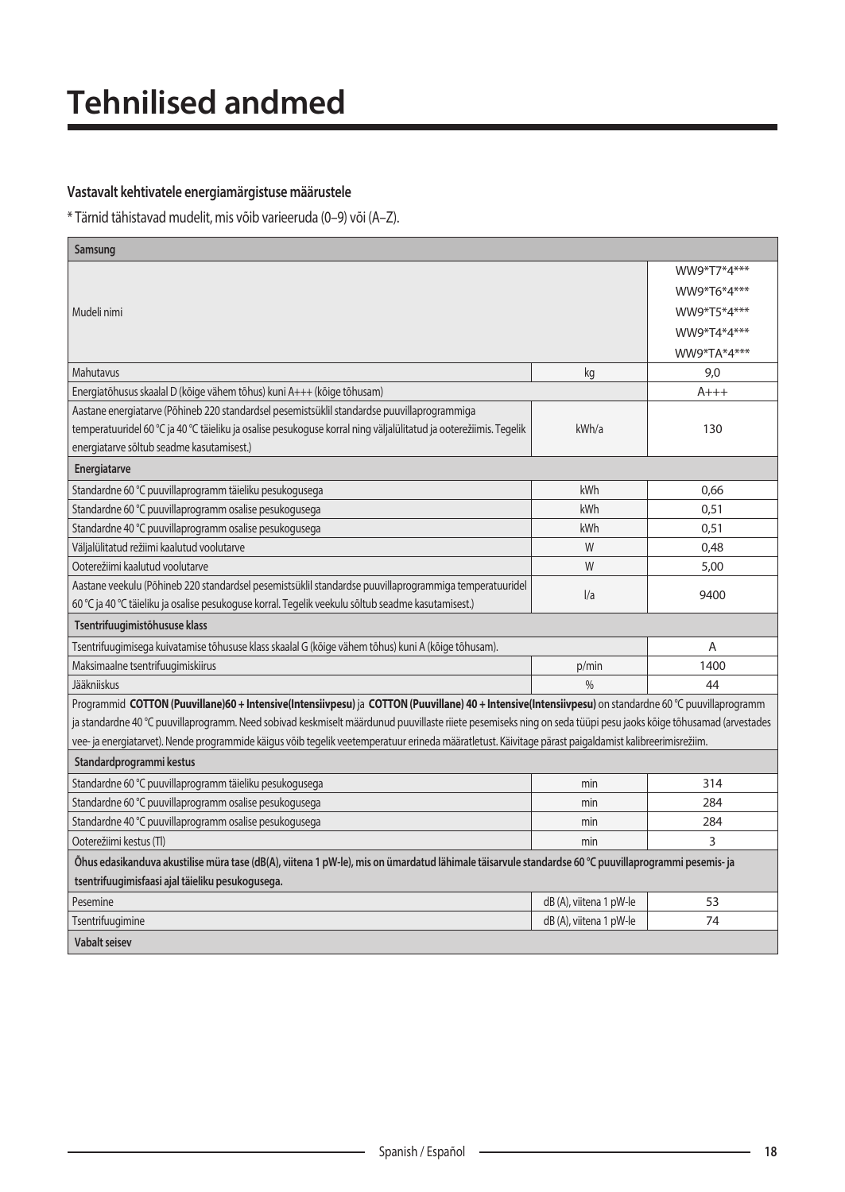# Tehnilised andmed

**Vastavalt kehtivatele energiamärgistuse määrustele**

* Tärnid tähistavad mudelit, mis võib varieeruda (0–9) või (A–Z).

| **Samsung** | | |
|---|---|---|
| Mudeli nimi | | WW9*T7*4*** WW9*T6*4*** WW9*T5*4*** WW9*T4*4*** WW9*TA*4*** |
| Mahutavus | kg | 9,0 |
| Energiatõhusus skaalal D (kõige vähem tõhus) kuni A+++ (kõige tõhusam) | | A+++ |
| Aastane energiatarve (Põhineb 220 standardsel pesemistsüklil standardse puuvillaprogrammiga temperatuuridel 60 °C ja 40 °C täieliku ja osalise pesukoguse korral ning väljalülitatud ja ooterežiimis. Tegelik energiatarve sõltub seadme kasutamisest.) | kWh/a | 130 |
| **Energiatarve** | | |
| Standardne 60 °C puuvillaprogramm täieliku pesukogusega | kWh | 0,66 |
| Standardne 60 °C puuvillaprogramm osalise pesukogusega | kWh | 0,51 |
| Standardne 40 °C puuvillaprogramm osalise pesukogusega | kWh | 0,51 |
| Väljalülitatud režiimi kaalutud voolutarve | W | 0,48 |
| Ooterežiimi kaalutud voolutarve | W | 5,00 |
| Aastane veekulu (Põhineb 220 standardsel pesemistsüklil standardse puuvillaprogrammiga temperatuuridel 60 °C ja 40 °C täieliku ja osalise pesukoguse korral. Tegelik veekulu sõltub seadme kasutamisest.) | l/a | 9400 |
| **Tsentrifuugimistõhususe klass** | | |
| Tsentrifuugimisega kuivatamise tõhususe klass skaalal G (kõige vähem tõhus) kuni A (kõige tõhusam). | | A |
| Maksimaalne tsentrifuugimiskiirus | p/min | 1400 |
| Jääkniiskus | % | 44 |
| Programmid **COTTON (Puuvillane)60 + Intensive(Intensiivpesu)** ja **COTTON (Puuvillane) 40 + Intensive(Intensiivpesu)** on standardne 60 °C puuvillaprogramm ja standardne 40 °C puuvillaprogramm. Need sobivad keskmiselt määrdunud puuvillaste riiete pesemiseks ning on seda tüüpi pesu jaoks kõige tõhusamad (arvestades vee- ja energiatarvet). Nende programmide käigus võib tegelik veetemperatuur erineda määratletust. Käivitage pärast paigaldamist kalibreerimisrežiim. | | |
| **Standardprogrammi kestus** | | |
| Standardne 60 °C puuvillaprogramm täieliku pesukogusega | min | 314 |
| Standardne 60 °C puuvillaprogramm osalise pesukogusega | min | 284 |
| Standardne 40 °C puuvillaprogramm osalise pesukogusega | min | 284 |
| Ooterežiimi kestus (Tl) | min | 3 |
| **Õhus edasikanduva akustilise müra tase (dB(A), viitena 1 pW-le), mis on ümardatud lähimale täisarvule standardse 60 °C puuvillaprogrammi pesemis- ja tsentrifuugimisfaasi ajal täieliku pesukogusega.** | | |
| Pesemine | dB (A), viitena 1 pW-le | 53 |
| Tsentrifuugimine | dB (A), viitena 1 pW-le | 74 |
| **Vabalt seisev** | | |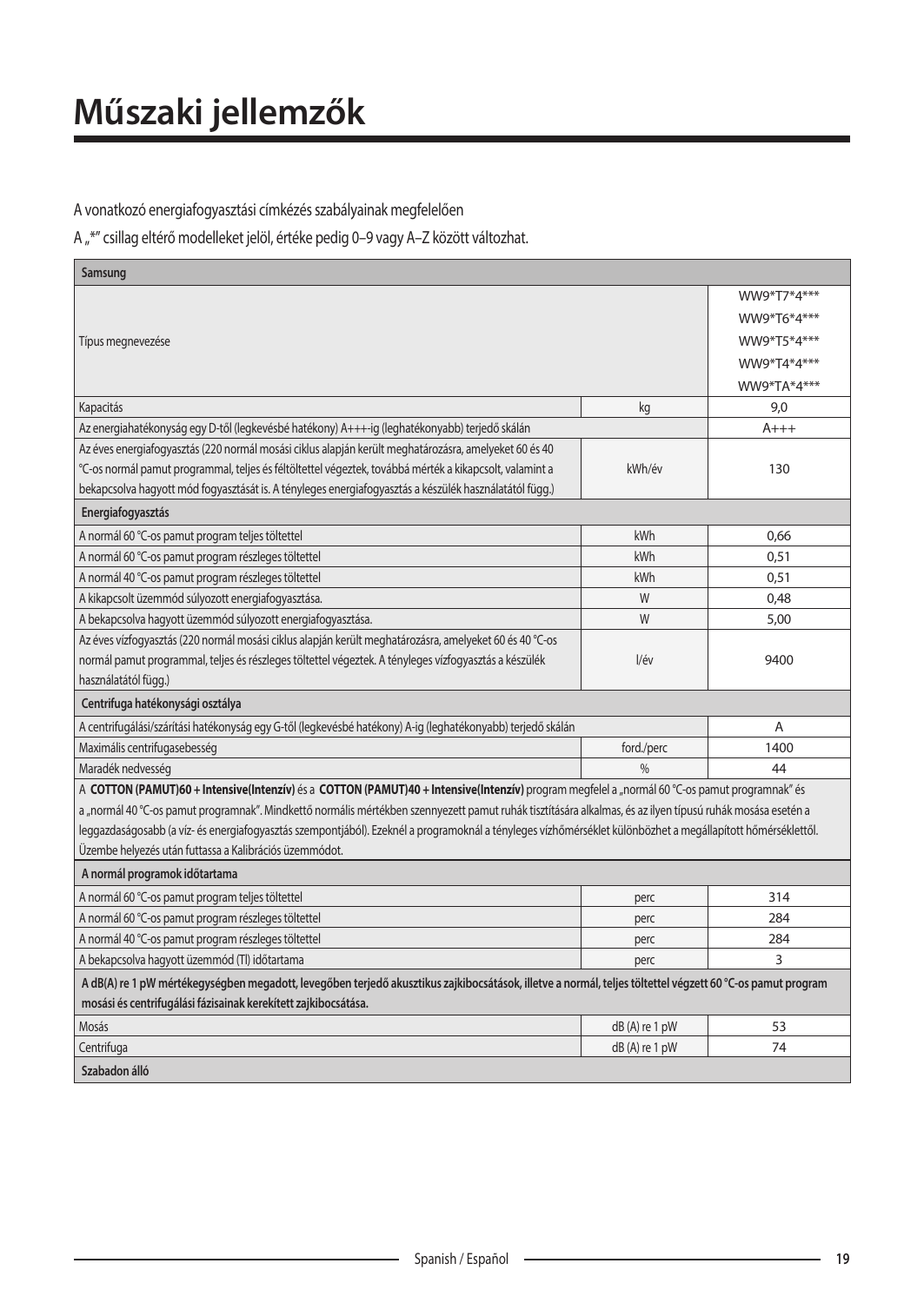# Műszaki jellemzők

A vonatkozó energiafogyasztási címkézés szabályainak megfelelően

A „*" csillag eltérő modelleket jelöl, értéke pedig 0–9 vagy A–Z között változhat.

| Samsung | | |
|---|---|---|
| Típus megnevezése | | WW9*T7*4***<br>WW9*T6*4***<br>WW9*T5*4***<br>WW9*T4*4***<br>WW9*TA*4*** |
| Kapacitás | kg | 9,0 |
| Az energiahatékonyság egy D-től (legkevésbé hatékony) A+++-ig (leghatékonyabb) terjedő skálán | | A+++ |
| Az éves energiafogyasztás (220 normál mosási ciklus alapján került meghatározásra, amelyeket 60 és 40 °C-os normál pamut programmal, teljes és féltöltettel végeztek, továbbá mérték a kikapcsolt, valamint a bekapcsolva hagyott mód fogyasztását is. A tényleges energiafogyasztás a készülék használatától függ.) | kWh/év | 130 |
| **Energiafogyasztás** | | |
| A normál 60 °C-os pamut program teljes töltettel | kWh | 0,66 |
| A normál 60 °C-os pamut program részleges töltettel | kWh | 0,51 |
| A normál 40 °C-os pamut program részleges töltettel | kWh | 0,51 |
| A kikapcsolt üzemmód súlyozott energiafogyasztása. | W | 0,48 |
| A bekapcsolva hagyott üzemmód súlyozott energiafogyasztása. | W | 5,00 |
| Az éves vízfogyasztás (220 normál mosási ciklus alapján került meghatározásra, amelyeket 60 és 40 °C-os normál pamut programmal, teljes és részleges töltettel végeztek. A tényleges vízfogyasztás a készülék használatától függ.) | l/év | 9400 |
| **Centrifuga hatékonysági osztálya** | | |
| A centrifugálási/szárítási hatékonyság egy G-től (legkevésbé hatékony) A-ig (leghatékonyabb) terjedő skálán | | A |
| Maximális centrifugasebesség | ford./perc | 1400 |
| Maradék nedvesség | % | 44 |
| A **COTTON (PAMUT)60 + Intensive(Intenzív)** és a **COTTON (PAMUT)40 + Intensive(Intenzív)** program megfelel a „normál 60 °C-os pamut programnak" és a „normál 40 °C-os pamut programnak". Mindkettő normális mértékben szennyezett pamut ruhák tisztítására alkalmas, és az ilyen típusú ruhák mosása esetén a leggazdaságosabb (a víz- és energiafogyasztás szempontjából). Ezeknél a programoknál a tényleges vízhőmérséklet különbözhet a megállapított hőmérséklettől. Üzembe helyezés után futtassa a Kalibrációs üzemmódot. | | |
| **A normál programok időtartama** | | |
| A normál 60 °C-os pamut program teljes töltettel | perc | 314 |
| A normál 60 °C-os pamut program részleges töltettel | perc | 284 |
| A normál 40 °C-os pamut program részleges töltettel | perc | 284 |
| A bekapcsolva hagyott üzemmód (Tl) időtartama | perc | 3 |
| **A dB(A) re 1 pW mértékegységben megadott, levegőben terjedő akusztikus zajkibocsátások, illetve a normál, teljes töltettel végzett 60 °C-os pamut program mosási és centrifugálási fázisainak kerekített zajkibocsátása.** | | |
| Mosás | dB (A) re 1 pW | 53 |
| Centrifuga | dB (A) re 1 pW | 74 |
| **Szabadon álló** | | |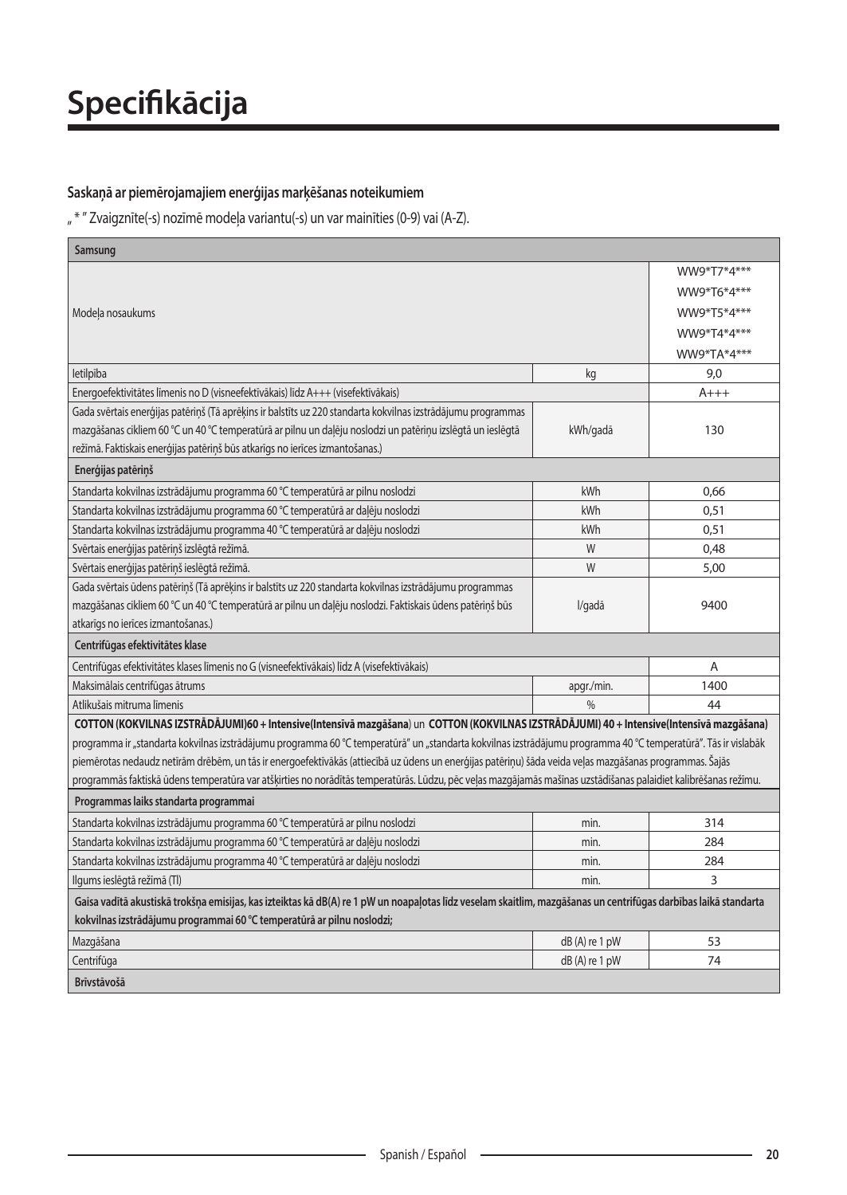# Specifikācija

### Saskaņā ar piemērojamajiem enerģijas marķēšanas noteikumiem

„ * ” Zvaigznīte(-s) nozīmē modeļa variantu(-s) un var mainīties (0-9) vai (A-Z).

| Samsung | | |
|---|---|---|
| Modeļa nosaukums | | WW9*T7*4***<br>WW9*T6*4***<br>WW9*T5*4***<br>WW9*T4*4***<br>WW9*TA*4*** |
| Ietilpība | kg | 9,0 |
| Energoefektivitātes līmenis no D (visneefektīvākais) līdz A+++ (visefektīvākais) | | A+++ |
| Gada svērtais enerģijas patēriņš (Tā aprēķins ir balstīts uz 220 standarta kokvilnas izstrādājumu programmas mazgāšanas cikliem 60 °C un 40 °C temperatūrā ar pilnu un daļēju noslodzi un patēriņu izslēgtā un ieslēgtā režīmā. Faktiskais enerģijas patēriņš būs atkarīgs no ierīces izmantošanas.) | kWh/gadā | 130 |
| **Enerģijas patēriņš** | | |
| Standarta kokvilnas izstrādājumu programma 60 °C temperatūrā ar pilnu noslodzi | kWh | 0,66 |
| Standarta kokvilnas izstrādājumu programma 60 °C temperatūrā ar daļēju noslodzi | kWh | 0,51 |
| Standarta kokvilnas izstrādājumu programma 40 °C temperatūrā ar daļēju noslodzi | kWh | 0,51 |
| Svērtais enerģijas patēriņš izslēgtā režīmā. | W | 0,48 |
| Svērtais enerģijas patēriņš ieslēgtā režīmā. | W | 5,00 |
| Gada svērtais ūdens patēriņš (Tā aprēķins ir balstīts uz 220 standarta kokvilnas izstrādājumu programmas mazgāšanas cikliem 60 °C un 40 °C temperatūrā ar pilnu un daļēju noslodzi. Faktiskais ūdens patēriņš būs atkarīgs no ierīces izmantošanas.) | l/gadā | 9400 |
| **Centrifūgas efektivitātes klase** | | |
| Centrifūgas efektivitātes klases līmenis no G (visneefektīvākais) līdz A (visefektīvākais) | | A |
| Maksimālais centrifūgas ātrums | apgr./min. | 1400 |
| Atlikušais mitruma līmenis | % | 44 |
| **COTTON (KOKVILNAS IZSTRĀDĀJUMI)60 + Intensive(Intensīvā mazgāšana)** un **COTTON (KOKVILNAS IZSTRĀDĀJUMI) 40 + Intensive(Intensīvā mazgāšana)** programma ir „standarta kokvilnas izstrādājumu programma 60 °C temperatūrā” un „standarta kokvilnas izstrādājumu programma 40 °C temperatūrā”. Tās ir vislabāk piemērotas nedaudz netīrām drēbēm, un tās ir energoefektīvākās (attiecībā uz ūdens un enerģijas patēriņu) šāda veida veļas mazgāšanas programmas. Šajās programmās faktiskā ūdens temperatūra var atšķirties no norādītās temperatūrās. Lūdzu, pēc veļas mazgājamās mašīnas uzstādīšanas palaidiet kalibrēšanas režīmu. | | |
| **Programmas laiks standarta programmai** | | |
| Standarta kokvilnas izstrādājumu programma 60 °C temperatūrā ar pilnu noslodzi | min. | 314 |
| Standarta kokvilnas izstrādājumu programma 60 °C temperatūrā ar daļēju noslodzi | min. | 284 |
| Standarta kokvilnas izstrādājumu programma 40 °C temperatūrā ar daļēju noslodzi | min. | 284 |
| Ilgums ieslēgtā režīmā (TI) | min. | 3 |
| **Gaisa vadītā akustiskā trokšņa emisijas, kas izteiktas kā dB(A) re 1 pW un noapaļotas līdz veselam skaitlim, mazgāšanas un centrifūgas darbības laikā standarta kokvilnas izstrādājumu programmai 60 °C temperatūrā ar pilnu noslodzi;** | | |
| Mazgāšana | dB (A) re 1 pW | 53 |
| Centrifūga | dB (A) re 1 pW | 74 |
| **Brīvstāvošā** | | |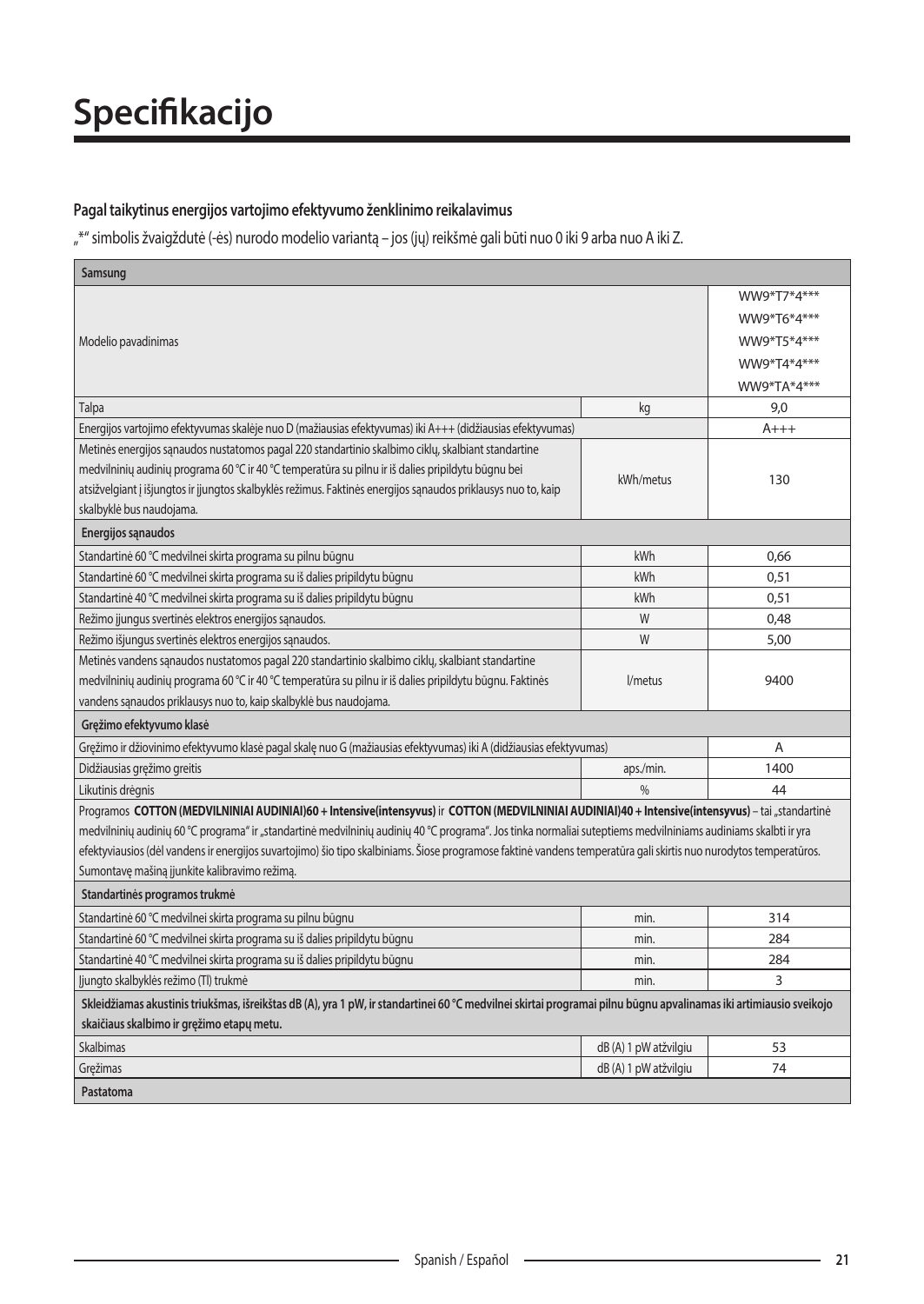# Specifikacijo

### Pagal taikytinus energijos vartojimo efektyvumo ženklinimo reikalavimus

„*" simbolis žvaigždutė (-ės) nurodo modelio variantą – jos (jų) reikšmė gali būti nuo 0 iki 9 arba nuo A iki Z.

| Samsung | | |
|---|---|---|
| Modelio pavadinimas | | WW9*T7*4***<br>WW9*T6*4***<br>WW9*T5*4***<br>WW9*T4*4***<br>WW9*TA*4*** |
| Talpa | kg | 9,0 |
| Energijos vartojimo efektyvumas skalėje nuo D (mažiausias efektyvumas) iki A+++ (didžiausias efektyvumas) | | A+++ |
| Metinės energijos sąnaudos nustatomos pagal 220 standartinio skalbimo ciklų, skalbiant standartine medvilninių audinių programa 60 °C ir 40 °C temperatūra su pilnu ir iš dalies pripildytu būgnu bei atsižvelgiant į išjungtos ir įjungtos skalbyklės režimus. Faktinės energijos sąnaudos priklausys nuo to, kaip skalbyklė bus naudojama. | kWh/metus | 130 |
| **Energijos sąnaudos** | | |
| Standartinė 60 °C medvilnei skirta programa su pilnu būgnu | kWh | 0,66 |
| Standartinė 60 °C medvilnei skirta programa su iš dalies pripildytu būgnu | kWh | 0,51 |
| Standartinė 40 °C medvilnei skirta programa su iš dalies pripildytu būgnu | kWh | 0,51 |
| Režimo įjungus svertinės elektros energijos sąnaudos. | W | 0,48 |
| Režimo išjungus svertinės elektros energijos sąnaudos. | W | 5,00 |
| Metinės vandens sąnaudos nustatomos pagal 220 standartinio skalbimo ciklų, skalbiant standartine medvilninių audinių programa 60 °C ir 40 °C temperatūra su pilnu ir iš dalies pripildytu būgnu. Faktinės vandens sąnaudos priklausys nuo to, kaip skalbyklė bus naudojama. | l/metus | 9400 |
| **Gręžimo efektyvumo klasė** | | |
| Gręžimo ir džiovinimo efektyvumo klasė pagal skalę nuo G (mažiausias efektyvumas) iki A (didžiausias efektyvumas) | | A |
| Didžiausias gręžimo greitis | aps./min. | 1400 |
| Likutinis drėgnis | % | 44 |
| Programos **COTTON (MEDVILNINIAI AUDINIAI)60 + Intensive(intensyvus)** ir **COTTON (MEDVILNINIAI AUDINIAI)40 + Intensive(intensyvus)** – tai „standartinė medvilninių audinių 60 °C programa" ir „standartinė medvilninių audinių 40 °C programa". Jos tinka normaliai suteptiems medvilniniams audiniams skalbti ir yra efektyviausios (dėl vandens ir energijos suvartojimo) šio tipo skalbiniams. Šiose programose faktinė vandens temperatūra gali skirtis nuo nurodytos temperatūros. Sumontavę mašiną įjunkite kalibravimo režimą. | | |
| **Standartinės programos trukmė** | | |
| Standartinė 60 °C medvilnei skirta programa su pilnu būgnu | min. | 314 |
| Standartinė 60 °C medvilnei skirta programa su iš dalies pripildytu būgnu | min. | 284 |
| Standartinė 40 °C medvilnei skirta programa su iš dalies pripildytu būgnu | min. | 284 |
| Įjungto skalbyklės režimo (Tl) trukmė | min. | 3 |
| **Skleidžiamas akustinis triukšmas, išreikštas dB (A), yra 1 pW, ir standartinei 60 °C medvilnei skirtai programai pilnu būgnu apvalinamas iki artimiausio sveikojo skaičiaus skalbimo ir gręžimo etapų metu.** | | |
| Skalbimas | dB (A) 1 pW atžvilgiu | 53 |
| Gręžimas | dB (A) 1 pW atžvilgiu | 74 |
| **Pastatoma** | | |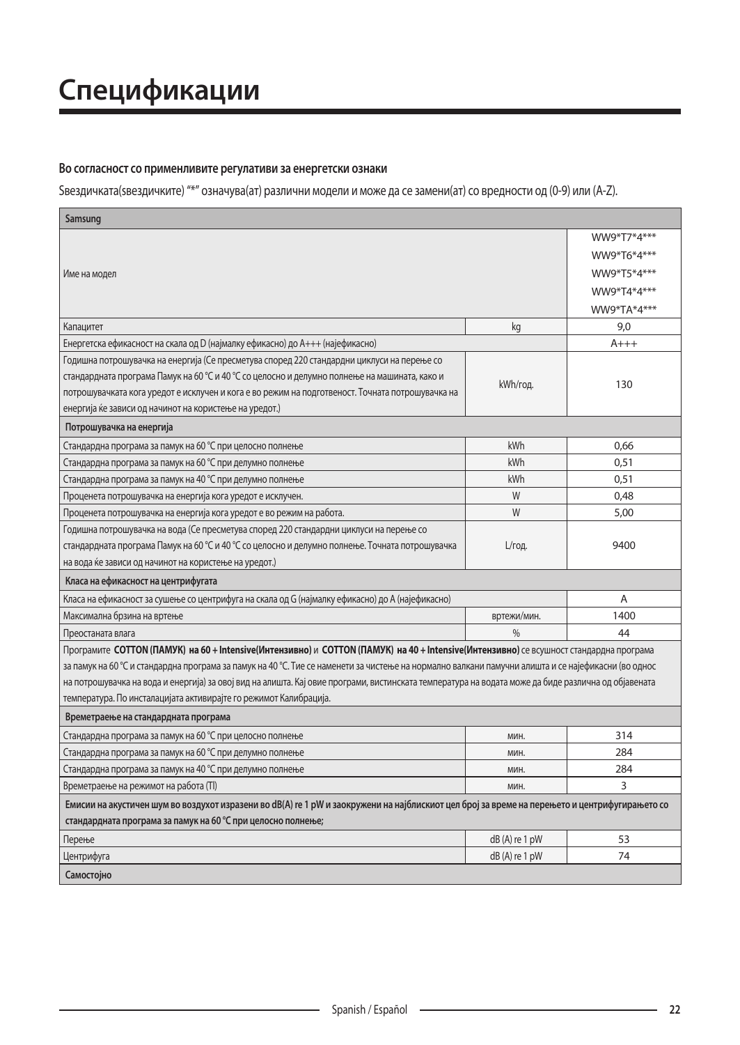# Спецификации

**Во согласност со применливите регулативи за енергетски ознаки**

Ѕвездичката(ѕвездичките) "*" означува(ат) различни модели и може да се замени(ат) со вредности од (0-9) или (A-Z).

| Samsung | | |
|---|---|---|
| Име на модел | | WW9*T7*4***<br>WW9*T6*4***<br>WW9*T5*4***<br>WW9*T4*4***<br>WW9*TA*4*** |
| Капацитет | kg | 9,0 |
| Енергетска ефикасност на скала од D (најмалку ефикасно) до A+++ (најефикасно) | | A+++ |
| Годишна потрошувачка на енергија (Се пресметува според 220 стандардни циклуси на перење со стандардната програма Памук на 60 °C и 40 °C со целосно и делумно полнење на машината, како и потрошувачката кога уредот е исклучен и кога е во режим на подготвеност. Точната потрошувачка на енергија ќе зависи од начинот на користење на уредот.) | kWh/год. | 130 |
| **Потрошувачка на енергија** | | |
| Стандардна програма за памук на 60 °C при целосно полнење | kWh | 0,66 |
| Стандардна програма за памук на 60 °C при делумно полнење | kWh | 0,51 |
| Стандардна програма за памук на 40 °C при делумно полнење | kWh | 0,51 |
| Проценета потрошувачка на енергија кога уредот е исклучен. | W | 0,48 |
| Проценета потрошувачка на енергија кога уредот е во режим на работа. | W | 5,00 |
| Годишна потрошувачка на вода (Се пресметува според 220 стандардни циклуси на перење со стандардната програма Памук на 60 °C и 40 °C со целосно и делумно полнење. Точната потрошувачка на вода ќе зависи од начинот на користење на уредот.) | L/год. | 9400 |
| **Класа на ефикасност на центрифугата** | | |
| Класа на ефикасност за сушење со центрифуга на скала од G (најмалку ефикасно) до A (најефикасно) | | A |
| Максимална брзина на вртење | вртежи/мин. | 1400 |
| Преостаната влага | % | 44 |
| Програмите **COTTON (ПАМУК) на 60 + Intensive(Интензивно)** и **COTTON (ПАМУК) на 40 + Intensive(Интензивно)** се всушност стандардна програма за памук на 60 °C и стандардна програма за памук на 40 °C. Тие се наменети за чистење на нормално валкани памучни алишта и се најефикасни (во однос на потрошувачка на вода и енергија) за овој вид на алишта. Кај овие програми, вистинската температура на водата може да биде различна од објавената температура. По инсталацијата активирајте го режимот Калибрација. | | |
| **Времетраење на стандардната програма** | | |
| Стандардна програма за памук на 60 °C при целосно полнење | мин. | 314 |
| Стандардна програма за памук на 60 °C при делумно полнење | мин. | 284 |
| Стандардна програма за памук на 40 °C при делумно полнење | мин. | 284 |
| Времетраење на режимот на работа (Tl) | мин. | 3 |
| **Емисии на акустичен шум во воздухот изразени во dB(A) re 1 pW и заокружени на најблискиот цел број за време на перењето и центрифугирањето со стандардната програма за памук на 60 °C при целосно полнење;** | | |
| Перење | dB (A) re 1 pW | 53 |
| Центрифуга | dB (A) re 1 pW | 74 |
| **Самостојно** | | |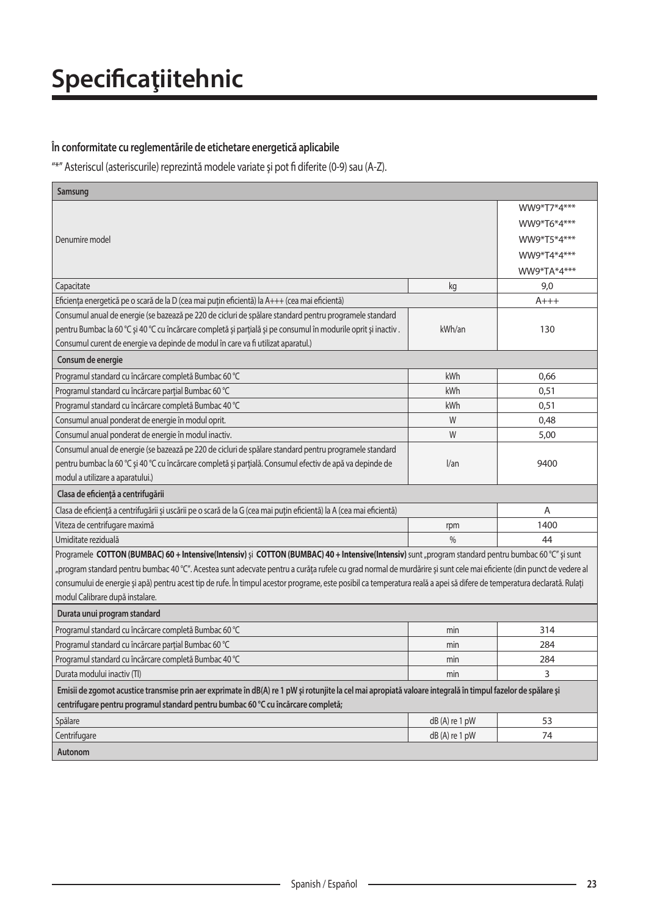# Specificaţiitehnic

### În conformitate cu reglementările de etichetare energetică aplicabile

"*" Asteriscul (asteriscurile) reprezintă modele variate şi pot fi diferite (0-9) sau (A-Z).

| Samsung | | |
|---|---|---|
| Denumire model | | WW9*T7*4***<br>WW9*T6*4***<br>WW9*T5*4***<br>WW9*T4*4***<br>WW9*TA*4*** |
| Capacitate | kg | 9,0 |
| Eficienţa energetică pe o scară de la D (cea mai puţin eficientă) la A+++ (cea mai eficientă) | | A+++ |
| Consumul anual de energie (se bazează pe 220 de cicluri de spălare standard pentru programele standard pentru Bumbac la 60 °C și 40 °C cu încărcare completă și parţială și pe consumul în modurile oprit și inactiv . Consumul curent de energie va depinde de modul în care va fi utilizat aparatul.) | kWh/an | 130 |
| **Consum de energie** | | |
| Programul standard cu încărcare completă Bumbac 60 °C | kWh | 0,66 |
| Programul standard cu încărcare parţial Bumbac 60 °C | kWh | 0,51 |
| Programul standard cu încărcare completă Bumbac 40 °C | kWh | 0,51 |
| Consumul anual ponderat de energie în modul oprit. | W | 0,48 |
| Consumul anual ponderat de energie în modul inactiv. | W | 5,00 |
| Consumul anual de energie (se bazează pe 220 de cicluri de spălare standard pentru programele standard pentru bumbac la 60 °C și 40 °C cu încărcare completă și parţială. Consumul efectiv de apă va depinde de modul a utilizare a aparatului.) | l/an | 9400 |
| **Clasa de eficienţă a centrifugării** | | |
| Clasa de eficienţă a centrifugării și uscării pe o scară de la G (cea mai puţin eficientă) la A (cea mai eficientă) | | A |
| Viteza de centrifugare maximă | rpm | 1400 |
| Umiditate reziduală | % | 44 |
| Programele **COTTON (BUMBAC) 60 + Intensive(Intensiv)** și **COTTON (BUMBAC) 40 + Intensive(Intensiv)** sunt „program standard pentru bumbac 60 °C" și sunt „program standard pentru bumbac 40 °C". Acestea sunt adecvate pentru a curăţa rufele cu grad normal de murdărire și sunt cele mai eficiente (din punct de vedere al consumului de energie și apă) pentru acest tip de rufe. În timpul acestor programe, este posibil ca temperatura reală a apei să difere de temperatura declarată. Rulaţi modul Calibrare după instalare. | | |
| **Durata unui program standard** | | |
| Programul standard cu încărcare completă Bumbac 60 °C | min | 314 |
| Programul standard cu încărcare parţial Bumbac 60 °C | min | 284 |
| Programul standard cu încărcare completă Bumbac 40 °C | min | 284 |
| Durata modului inactiv (Tl) | min | 3 |
| **Emisii de zgomot acustice transmise prin aer exprimate în dB(A) re 1 pW și rotunjite la cel mai apropiată valoare integrală în timpul fazelor de spălare și centrifugare pentru programul standard pentru bumbac 60 °C cu încărcare completă;** | | |
| Spălare | dB (A) re 1 pW | 53 |
| Centrifugare | dB (A) re 1 pW | 74 |
| **Autonom** | | |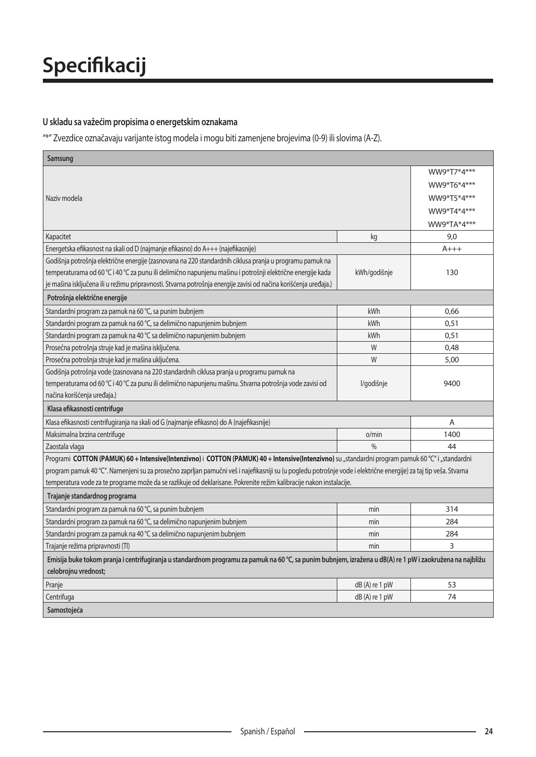# Specifikacij

### U skladu sa važećim propisima o energetskim oznakama

"*" Zvezdice označavaju varijante istog modela i mogu biti zamenjene brojevima (0-9) ili slovima (A-Z).

| Samsung | | |
|---|---|---|
| Naziv modela | | WW9*T7*4***<br>WW9*T6*4***<br>WW9*T5*4***<br>WW9*T4*4***<br>WW9*TA*4*** |
| Kapacitet | kg | 9,0 |
| Energetska efikasnost na skali od D (najmanje efikasno) do A+++ (najefikasnije) | | A+++ |
| Godišnja potrošnja električne energije (zasnovana na 220 standardnih ciklusa pranja u programu pamuk na temperaturama od 60 °C i 40 °C za punu ili delimično napunjenu mašinu i potrošnji električne energije kada je mašina isključena ili u režimu pripravnosti. Stvarna potrošnja energije zavisi od načina korišćenja uređaja.) | kWh/godišnje | 130 |
| **Potrošnja električne energije** | | |
| Standardni program za pamuk na 60 °C, sa punim bubnjem | kWh | 0,66 |
| Standardni program za pamuk na 60 °C, sa delimično napunjenim bubnjem | kWh | 0,51 |
| Standardni program za pamuk na 40 °C sa delimično napunjenim bubnjem | kWh | 0,51 |
| Prosečna potrošnja struje kad je mašina isključena. | W | 0,48 |
| Prosečna potrošnja struje kad je mašina uključena. | W | 5,00 |
| Godišnja potrošnja vode (zasnovana na 220 standardnih ciklusa pranja u programu pamuk na temperaturama od 60 °C i 40 °C za punu ili delimično napunjenu mašinu. Stvarna potrošnja vode zavisi od načina korišćenja uređaja.) | l/godišnje | 9400 |
| **Klasa efikasnosti centrifuge** | | |
| Klasa efikasnosti centrifugiranja na skali od G (najmanje efikasno) do A (najefikasnije) | | A |
| Maksimalna brzina centrifuge | o/min | 1400 |
| Zaostala vlaga | % | 44 |
| Programi **COTTON (PAMUK) 60 + Intensive(Intenzivno)** i **COTTON (PAMUK) 40 + Intensive(Intenzivno)** su „standardni program pamuk 60 °C" i „standardni program pamuk 40 °C". Namenjeni su za prosečno zaprljan pamučni veš i najefikasniji su (u pogledu potrošnje vode i električne energije) za taj tip veša. Stvarna temperatura vode za te programe može da se razlikuje od deklarisane. Pokrenite režim kalibracije nakon instalacije. | | |
| **Trajanje standardnog programa** | | |
| Standardni program za pamuk na 60 °C, sa punim bubnjem | min | 314 |
| Standardni program za pamuk na 60 °C, sa delimično napunjenim bubnjem | min | 284 |
| Standardni program za pamuk na 40 °C sa delimično napunjenim bubnjem | min | 284 |
| Trajanje režima pripravnosti (Tl) | min | 3 |
| **Emisija buke tokom pranja i centrifugiranja u standardnom programu za pamuk na 60 °C, sa punim bubnjem, izražena u dB(A) re 1 pW i zaokružena na najbližu celobrojnu vrednost;** | | |
| Pranje | dB (A) re 1 pW | 53 |
| Centrifuga | dB (A) re 1 pW | 74 |
| **Samostojeća** | | |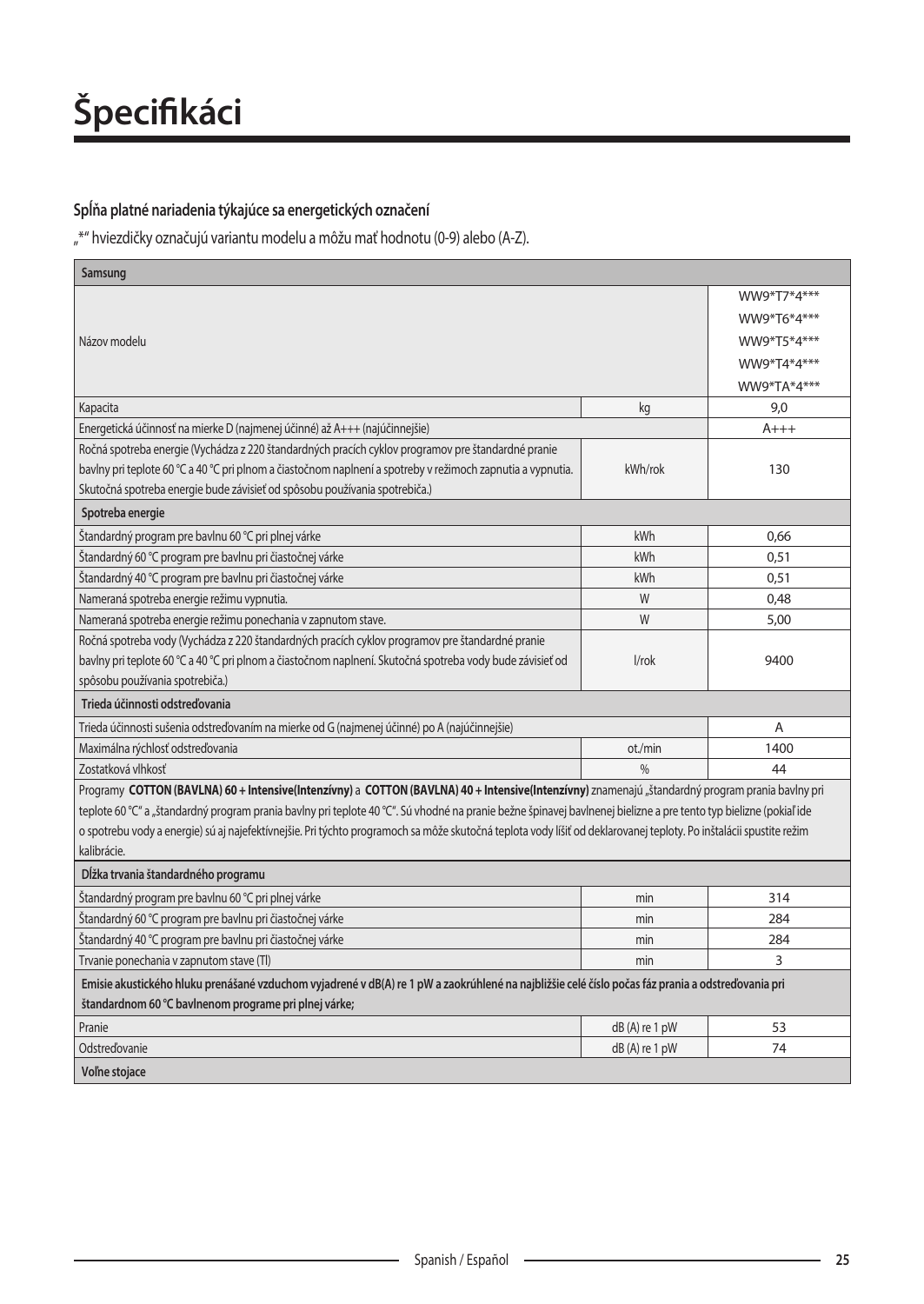# Špecifikáci

**Spĺňa platné nariadenia týkajúce sa energetických označení**

„*" hviezdičky označujú variantu modelu a môžu mať hodnotu (0-9) alebo (A-Z).

| Samsung | | |
|---|---|---|
| Názov modelu | | WW9*T7*4***<br>WW9*T6*4***<br>WW9*T5*4***<br>WW9*T4*4***<br>WW9*TA*4*** |
| Kapacita | kg | 9,0 |
| Energetická účinnosť na mierke D (najmenej účinné) až A+++ (najúčinnejšie) | | A+++ |
| Ročná spotreba energie (Vychádza z 220 štandardných pracích cyklov programov pre štandardné pranie bavlny pri teplote 60 °C a 40 °C pri plnom a čiastočnom naplnení a spotreby v režimoch zapnutia a vypnutia. Skutočná spotreba energie bude závisieť od spôsobu používania spotrebiča.) | kWh/rok | 130 |
| **Spotreba energie** | | |
| Štandardný program pre bavlnu 60 °C pri plnej várke | kWh | 0,66 |
| Štandardný 60 °C program pre bavlnu pri čiastočnej várke | kWh | 0,51 |
| Štandardný 40 °C program pre bavlnu pri čiastočnej várke | kWh | 0,51 |
| Nameraná spotreba energie režimu vypnutia. | W | 0,48 |
| Nameraná spotreba energie režimu ponechania v zapnutom stave. | W | 5,00 |
| Ročná spotreba vody (Vychádza z 220 štandardných pracích cyklov programov pre štandardné pranie bavlny pri teplote 60 °C a 40 °C pri plnom a čiastočnom naplnení. Skutočná spotreba vody bude závisieť od spôsobu používania spotrebiča.) | l/rok | 9400 |
| **Trieda účinnosti odstreďovania** | | |
| Trieda účinnosti sušenia odstreďovaním na mierke od G (najmenej účinné) po A (najúčinnejšie) | | A |
| Maximálna rýchlosť odstreďovania | ot./min | 1400 |
| Zostatková vlhkosť | % | 44 |
| Programy **COTTON (BAVLNA) 60 + Intensive(Intenzívny)** a **COTTON (BAVLNA) 40 + Intensive(Intenzívny)** znamenajú „štandardný program prania bavlny pri teplote 60 °C" a „štandardný program prania bavlny pri teplote 40 °C". Sú vhodné na pranie bežne špinavej bavlnenej bielizne a pre tento typ bielizne (pokiaľ ide o spotrebu vody a energie) sú aj najefektívnejšie. Pri týchto programoch sa môže skutočná teplota vody líšiť od deklarovanej teploty. Po inštalácii spustite režim kalibrácie. | | |
| **Dĺžka trvania štandardného programu** | | |
| Štandardný program pre bavlnu 60 °C pri plnej várke | min | 314 |
| Štandardný 60 °C program pre bavlnu pri čiastočnej várke | min | 284 |
| Štandardný 40 °C program pre bavlnu pri čiastočnej várke | min | 284 |
| Trvanie ponechania v zapnutom stave (Tl) | min | 3 |
| **Emisie akustického hluku prenášané vzduchom vyjadrené v dB(A) re 1 pW a zaokrúhlené na najbližšie celé číslo počas fáz prania a odstreďovania pri štandardnom 60 °C bavlnenom programe pri plnej várke;** | | |
| Pranie | dB (A) re 1 pW | 53 |
| Odstreďovanie | dB (A) re 1 pW | 74 |
| **Voľne stojace** | | |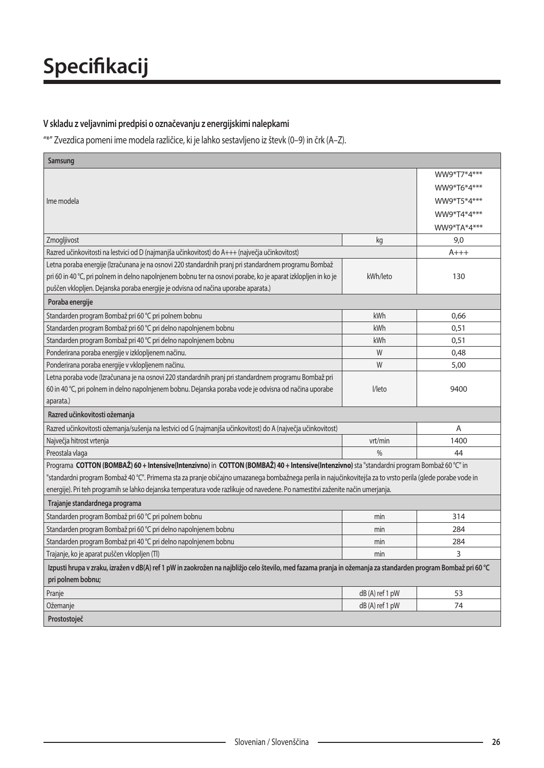# Specifikacij

**V skladu z veljavnimi predpisi o označevanju z energijskimi nalepkami**

"*" Zvezdica pomeni ime modela različice, ki je lahko sestavljeno iz števk (0–9) in črk (A–Z).

| **Samsung** | | |
|---|---|---|
| Ime modela | | WW9*T7*4***<br>WW9*T6*4***<br>WW9*T5*4***<br>WW9*T4*4***<br>WW9*TA*4*** |
| Zmogljivost | kg | 9,0 |
| Razred učinkovitosti na lestvici od D (najmanjša učinkovitost) do A+++ (največja učinkovitost) | | A+++ |
| Letna poraba energije (Izračunana je na osnovi 220 standardnih pranj pri standardnem programu Bombaž pri 60 in 40 °C, pri polnem in delno napolnjenem bobnu ter na osnovi porabe, ko je aparat izklopljen in ko je puščen vklopljen. Dejanska poraba energije je odvisna od načina uporabe aparata.) | kWh/leto | 130 |
| **Poraba energije** | | |
| Standarden program Bombaž pri 60 °C pri polnem bobnu | kWh | 0,66 |
| Standarden program Bombaž pri 60 °C pri delno napolnjenem bobnu | kWh | 0,51 |
| Standarden program Bombaž pri 40 °C pri delno napolnjenem bobnu | kWh | 0,51 |
| Ponderirana poraba energije v izklopljenem načinu. | W | 0,48 |
| Ponderirana poraba energije v vklopljenem načinu. | W | 5,00 |
| Letna poraba vode (Izračunana je na osnovi 220 standardnih pranj pri standardnem programu Bombaž pri 60 in 40 °C, pri polnem in delno napolnjenem bobnu. Dejanska poraba vode je odvisna od načina uporabe aparata.) | l/leto | 9400 |
| **Razred učinkovitosti ožemanja** | | |
| Razred učinkovitosti ožemanja/sušenja na lestvici od G (najmanjša učinkovitost) do A (največja učinkovitost) | | A |
| Največja hitrost vrtenja | vrt/min | 1400 |
| Preostala vlaga | % | 44 |
| Programa **COTTON (BOMBAŽ) 60 + Intensive(Intenzivno)** in **COTTON (BOMBAŽ) 40 + Intensive(Intenzivno)** sta "standardni program Bombaž 60 °C" in "standardni program Bombaž 40 °C". Primerna sta za pranje običajno umazanega bombažnega perila in najučinkovitejša za to vrsto perila (glede porabe vode in energije). Pri teh programih se lahko dejanska temperatura vode razlikuje od navedene. Po namestitvi zaženite način umerjanja. | | |
| **Trajanje standardnega programa** | | |
| Standarden program Bombaž pri 60 °C pri polnem bobnu | min | 314 |
| Standarden program Bombaž pri 60 °C pri delno napolnjenem bobnu | min | 284 |
| Standarden program Bombaž pri 40 °C pri delno napolnjenem bobnu | min | 284 |
| Trajanje, ko je aparat puščen vklopljen (Tl) | min | 3 |
| **Izpusti hrupa v zraku, izražen v dB(A) ref 1 pW in zaokrožen na najbližjo celo število, med fazama pranja in ožemanja za standarden program Bombaž pri 60 °C pri polnem bobnu;** | | |
| Pranje | dB (A) ref 1 pW | 53 |
| Ožemanje | dB (A) ref 1 pW | 74 |
| **Prostostoječ** | | |